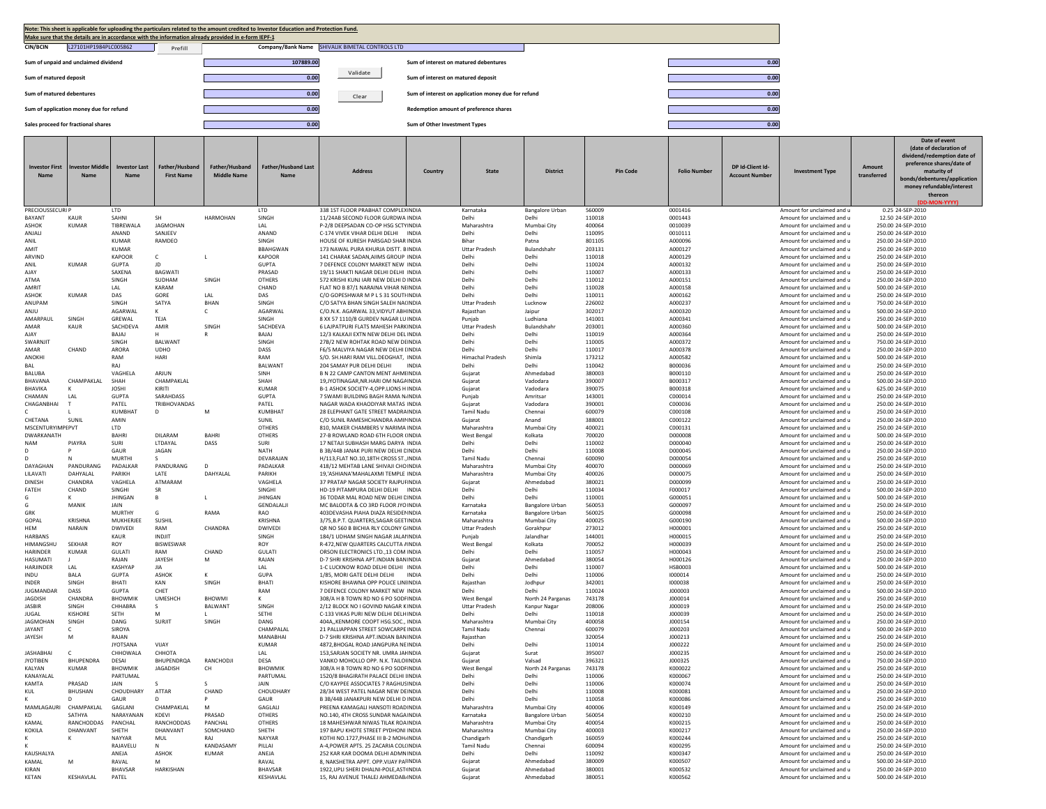**Note: This sheet is applicable for uploading the particulars related to the amount credited to Investor Education and Protection Fund.**
**Make sure that the details are in accordance with the information already provided in e-form IEPF-1**

| | | | |
|---|---|---|---|
| CIN/BCIN | L27101HP1984PLC005862 | Company/Bank Name | SHIVALIK BIMETAL CONTROLS LTD |
| Sum of unpaid and unclaimed dividend | 107889.00 | Sum of interest on matured debentures | 0.00 |
| Sum of matured deposit | 0.00 | Sum of interest on matured deposit | 0.00 |
| Sum of matured debentures | 0.00 | Sum of interest on application money due for refund | 0.00 |
| Sum of application money due for refund | 0.00 | Redemption amount of preference shares | 0.00 |
| Sales proceed for fractional shares | 0.00 | Sum of Other Investment Types | 0.00 |

| Investor First Name | Investor Middle Name | Investor Last Name | Father/Husband First Name | Father/Husband Middle Name | Father/Husband Last Name | Address | Country | State | District | Pin Code | Folio Number | DP Id-Client Id-Account Number | Investment Type | Amount transferred | Date of event (date of declaration of dividend/redemption date of preference shares/date of maturity of bonds/debentures/application money refundable/interest thereon (DD-MON-YYYY) |
|---|---|---|---|---|---|---|---|---|---|---|---|---|---|---|---|
| PRECIOUSSECURI P | | LTD | | | LTD | 338 1ST FLOOR PRABHAT COMPLEX | INDIA | Karnataka | Bangalore Urban | 560009 | 0001416 | | Amount for unclaimed and u | 0.25 | 24-SEP-2010 |
| BAYANT | KAUR | SAHNI | SH | HARMOHAN | SINGH | 11/24AB SECOND FLOOR GURDWA | INDIA | Delhi | Delhi | 110018 | 0001443 | | Amount for unclaimed and u | 12.50 | 24-SEP-2010 |
| ASHOK | KUMAR | TIBREWALA | JAGMOHAN | | LAL | P-2/8 DEEPSADAN CO-OP HSG SCTY | INDIA | Maharashtra | Mumbai City | 400064 | 0010039 | | Amount for unclaimed and u | 250.00 | 24-SEP-2010 |
| ANJALI | | ANAND | SANJEEV | | ANAND | C-174 VIVEK VIHAR DELHI DELHI | INDIA | Delhi | Delhi | 110095 | 0010111 | | Amount for unclaimed and u | 250.00 | 24-SEP-2010 |
| ANIL | | KUMAR | RAMDEO | | SINGH | HOUSE OF KURESH PARSGAD SHAR | INDIA | Bihar | Patna | 801105 | A000096 | | Amount for unclaimed and u | 250.00 | 24-SEP-2010 |
| AMIT | | KUMAR | | | BBAHGWAN | 173 NAWAL PURA KHURJA DISTT. B | INDIA | Uttar Pradesh | Bulandshahr | 203131 | A000127 | | Amount for unclaimed and u | 250.00 | 24-SEP-2010 |
| ARVIND | | KAPOOR | C | L | KAPOOR | 141 CHARAK SADAN,AIIMS GROUP | INDIA | Delhi | Delhi | 110018 | A000129 | | Amount for unclaimed and u | 250.00 | 24-SEP-2010 |
| ANIL | KUMAR | GUPTA | JD | | GUPTA | 7 DEFENCE COLONY MARKET NEW | INDIA | Delhi | Delhi | 110024 | A000132 | | Amount for unclaimed and u | 250.00 | 24-SEP-2010 |
| AJAY | | SAXENA | BAGWATI | | PRASAD | 19/11 SHAKTI NAGAR DELHI DELHI | INDIA | Delhi | Delhi | 110007 | A000133 | | Amount for unclaimed and u | 250.00 | 24-SEP-2010 |
| ATMA | | SINGH | SUDHAM | SINGH | OTHERS | 572 KRISHI KUNJ IARI NEW DELHI D | INDIA | Delhi | Delhi | 110012 | A000151 | | Amount for unclaimed and u | 250.00 | 24-SEP-2010 |
| AMRIT | | LAL | KARAM | | CHAND | FLAT NO B 87/1 NARAINA VIHAR NE | INDIA | Delhi | Delhi | 110028 | A000158 | | Amount for unclaimed and u | 500.00 | 24-SEP-2010 |
| ASHOK | KUMAR | DAS | GORE | LAL | DAS | C/O GOPESHWAR M P L S 31 SOUTH | INDIA | Delhi | Delhi | 110011 | A000162 | | Amount for unclaimed and u | 250.00 | 24-SEP-2010 |
| ANUPAM | | SINGH | SATYA | BHAN | SINGH | C/O SATYA BHAN SINGH SALEH NAC | INDIA | Uttar Pradesh | Lucknow | 226002 | A000237 | | Amount for unclaimed and u | 750.00 | 24-SEP-2010 |
| ANJU | | AGARWAL | K | C | AGARWAL | C/O.N.K. AGARWAL 33,VIDYUT ABH | INDIA | Rajasthan | Jaipur | 302017 | A000320 | | Amount for unclaimed and u | 500.00 | 24-SEP-2010 |
| AMARPAUL | SINGH | GREWAL | TEJA | | SINGH | 8 XX 57 1110/8 GURDEV NAGAR LU | INDIA | Punjab | Ludhiana | 141001 | A000341 | | Amount for unclaimed and u | 250.00 | 24-SEP-2010 |
| AMAR | KAUR | SACHDEVA | AMIR | SINGH | SACHDEVA | 6 LAJPATPURI FLATS MAHESH PARK | INDIA | Uttar Pradesh | Bulandshahr | 203001 | A000360 | | Amount for unclaimed and u | 500.00 | 24-SEP-2010 |
| AJAY | | BAJAJ | H | R | BAJAJ | 12/3 KALKAJI EXTN NEW DELHI DEL | INDIA | Delhi | Delhi | 110019 | A000364 | | Amount for unclaimed and u | 250.00 | 24-SEP-2010 |
| SWARNJIT | | SINGH | BALWANT | | SINGH | 27B/2 NEW ROHTAK ROAD NEW DE | INDIA | Delhi | Delhi | 110005 | A000372 | | Amount for unclaimed and u | 750.00 | 24-SEP-2010 |
| AMAR | CHAND | ARORA | UDHO | | DASS | F6/5 MALVIYA NAGAR NEW DELHI D | INDIA | Delhi | Delhi | 110017 | A000378 | | Amount for unclaimed and u | 250.00 | 24-SEP-2010 |
| ANOKHI | | RAM | HARI | | RAM | S/O. SH.HARI RAM VILL.DEOGHAT, | INDIA | Himachal Pradesh | Shimla | 173212 | A000582 | | Amount for unclaimed and u | 500.00 | 24-SEP-2010 |
| BAL | | RAJ | | | BALWANT | 204 SAMAY PUR DELHI DELHI | INDIA | Delhi | Delhi | 110042 | B000036 | | Amount for unclaimed and u | 250.00 | 24-SEP-2010 |
| BALUBA | | VAGHELA | ARJUN | | SINH | B N 22 CAMP CANTON MENT AHME | INDIA | Gujarat | Ahmedabad | 380003 | B000110 | | Amount for unclaimed and u | 250.00 | 24-SEP-2010 |
| BHAVANA | CHAMPAKLAL | SHAH | CHAMPAKLAL | | SHAH | 19,JYOTINAGAR,NR.HARI OM NAGA | INDIA | Gujarat | Vadodara | 390007 | B000317 | | Amount for unclaimed and u | 500.00 | 24-SEP-2010 |
| BHAVIKA | K | JOSHI | KIRITI | | KUMAR | B-1 ASHOK SOCIETY-4,OPP.LIONS H | INDIA | Gujarat | Vadodara | 390075 | B000318 | | Amount for unclaimed and u | 625.00 | 24-SEP-2010 |
| CHAMAN | LAL | GUPTA | SARAHDASS | | GUPTA | 7 SWAMI BUILDING BAGH RAMA N | INDIA | Punjab | Amritsar | 143001 | C000014 | | Amount for unclaimed and u | 250.00 | 24-SEP-2010 |
| CHAGANBHAI | T | PATEL | TRIBHOVANDAS | | PATEL | NAGAR WADA KHAODIYAR MATAS | INDIA | Gujarat | Vadodara | 390001 | C000036 | | Amount for unclaimed and u | 250.00 | 24-SEP-2010 |
| C | L | KUMBHAT | D | M | KUMBHAT | 28 ELEPHANT GATE STREET MADRA | INDIA | Tamil Nadu | Chennai | 600079 | C000108 | | Amount for unclaimed and u | 250.00 | 24-SEP-2010 |
| CHETANA | SUNIL | AMIN | | | SUNIL | C/O SUNIL RAMESHCHANDRA AMIN | INDIA | Gujarat | Anand | 388001 | C000122 | | Amount for unclaimed and u | 250.00 | 24-SEP-2010 |
| MSCENTURYIMPEPVT | | LTD | | | OTHERS | 810, MAKER CHAMBERS V NARIMA | INDIA | Maharashtra | Mumbai City | 400021 | C000131 | | Amount for unclaimed and u | 250.00 | 24-SEP-2010 |
| DWARKANATH | | BAHRI | DILARAM | BAHRI | OTHERS | 27-B ROWLAND ROAD 6TH FLOOR ( | INDIA | West Bengal | Kolkata | 700020 | D000008 | | Amount for unclaimed and u | 500.00 | 24-SEP-2010 |
| NAM | PIAYRA | SURI | LTDAYAL | DASS | SURI | 17 NETAJI SUBHASH MARG DARYA | INDIA | Delhi | Delhi | 110002 | D000040 | | Amount for unclaimed and u | 250.00 | 24-SEP-2010 |
| D | P | GAUR | JAGAN | | NATH | B 3B/44B JANAK PURI NEW DELHI D | INDIA | Delhi | Delhi | 110058 | D000045 | | Amount for unclaimed and u | 250.00 | 24-SEP-2010 |
| D | N | MURTHI | S | | DEVARAJAN | H/113,FLAT NO.10,18TH CROSS ST., | INDIA | Tamil Nadu | Chennai | 600090 | D000054 | | Amount for unclaimed and u | 250.00 | 24-SEP-2010 |
| DAYAGHAN | PANDURANG | PADALKAR | PANDURANG | D | PADALKAR | 418/12 MEHTAB LANE SHIVAJI CHO | INDIA | Maharashtra | Mumbai City | 400070 | D000069 | | Amount for unclaimed and u | 250.00 | 24-SEP-2010 |
| LILAVATI | DAHYALAL | PARIKH | LATE | DAHYALAL | PARIKH | 19,'ASHIANA'MAHALAXMI TEMPLE | INDIA | Maharashtra | Mumbai City | 400026 | D000075 | | Amount for unclaimed and u | 250.00 | 24-SEP-2010 |
| DINESH | CHANDRA | VAGHELA | ATMARAM | | VAGHELA | 37 PRATAP NAGAR SOCIETY RAJPUR | INDIA | Gujarat | Ahmedabad | 380021 | D000099 | | Amount for unclaimed and u | 250.00 | 24-SEP-2010 |
| FATEH | CHAND | SINGHI | SR | | SINGHI | HD-19 PITAMPURA DELHI DELHI | INDIA | Delhi | Delhi | 110034 | F000017 | | Amount for unclaimed and u | 500.00 | 24-SEP-2010 |
| G | K | JHINGAN | B | L | JHINGAN | 36 TODAR MAL ROAD NEW DELHI D | INDIA | Delhi | Delhi | 110001 | G000051 | | Amount for unclaimed and u | 500.00 | 24-SEP-2010 |
| G | MANIK | JAIN | | | GENDALALJI | MC BALODTA & CO 3RD FLOOR JYO | INDIA | Karnataka | Bangalore Urban | 560053 | G000097 | | Amount for unclaimed and u | 250.00 | 24-SEP-2010 |
| GRK | | MURTHY | G | RAMA | RAO | 403DEVASHA PIAHA DIAZA RESIDEN | INDIA | Karnataka | Bangalore Urban | 560025 | G000098 | | Amount for unclaimed and u | 250.00 | 24-SEP-2010 |
| GOPAL | KRISHNA | MUKHERJEE | SUSHIL | | KRISHNA | 3/75,B.P.T. QUARTERS,SAGAR GEET | INDIA | Maharashtra | Mumbai City | 400025 | G000190 | | Amount for unclaimed and u | 500.00 | 24-SEP-2010 |
| HEM | NARAIN | DWIVEDI | RAM | CHANDRA | DWIVEDI | QR NO 560 B BICHIA RLY COLONY G | INDIA | Uttar Pradesh | Gorakhpur | 273012 | H000001 | | Amount for unclaimed and u | 250.00 | 24-SEP-2010 |
| HARBANS | | KAUR | INDJIT | | SINGH | 184/1 UDHAM SINGH NAGAR JALA | INDIA | Punjab | Jalandhar | 144001 | H000015 | | Amount for unclaimed and u | 250.00 | 24-SEP-2010 |
| HIMANGSHU | SEKHAR | ROY | BISWESWAR | | ROY | R-472,NEW QUARTERS CALCUTTA A | INDIA | West Bengal | Kolkata | 700052 | H000039 | | Amount for unclaimed and u | 250.00 | 24-SEP-2010 |
| HARINDER | KUMAR | GULATI | RAM | CHAND | GULATI | ORSON ELECTRONICS LTD.,13 COM | INDIA | Delhi | Delhi | 110057 | H000043 | | Amount for unclaimed and u | 250.00 | 24-SEP-2010 |
| HASUMATI | J | RAJAN | JAYESH | M | RAJAN | D-7 SHRI KRISHNA APT.INDIAN BAN | INDIA | Gujarat | Ahmedabad | 380054 | H000126 | | Amount for unclaimed and u | 250.00 | 24-SEP-2010 |
| HARJINDER | LAL | KASHYAP | JIA | | LAL | 1-C LUCKNOW ROAD DELHI DELHI | INDIA | Delhi | Delhi | 110007 | HSB0003 | | Amount for unclaimed and u | 500.00 | 24-SEP-2010 |
| INDU | BALA | GUPTA | ASHOK | K | GUPA | 1/85, MORI GATE DELHI DELHI | INDIA | Delhi | Delhi | 110006 | I000014 | | Amount for unclaimed and u | 250.00 | 24-SEP-2010 |
| INDER | SINGH | BHATI | KAN | SINGH | BHATI | KISHORE BHAWNA OPP POLICE LINE | INDIA | Rajasthan | Jodhpur | 342001 | I000038 | | Amount for unclaimed and u | 250.00 | 24-SEP-2010 |
| JUGMANDAR | DASS | GUPTA | CHET | | RAM | 7 DEFENCE COLONY MARKET NEW | INDIA | Delhi | Delhi | 110024 | J000003 | | Amount for unclaimed and u | 500.00 | 24-SEP-2010 |
| JAGDISH | CHANDRA | BHOWMIK | UMESHCH | BHOWMI | K | 308/A H B TOWN RD NO 6 PO SODF | INDIA | West Bengal | North 24 Parganas | 743178 | J000014 | | Amount for unclaimed and u | 250.00 | 24-SEP-2010 |
| JASBIR | SINGH | CHHABRA | S | BALWANT | SINGH | 2/12 BLOCK NO I GOVIND NAGAR K | INDIA | Uttar Pradesh | Kanpur Nagar | 208006 | J000019 | | Amount for unclaimed and u | 250.00 | 24-SEP-2010 |
| JUGAL | KISHORE | SETH | M | L | SETHI | C-133 VIKAS PURI NEW DELHI DELH | INDIA | Delhi | Delhi | 110018 | J000039 | | Amount for unclaimed and u | 250.00 | 24-SEP-2010 |
| JAGMOHAN | SINGH | DANG | SURJIT | SINGH | DANG | 404A,,KENMORE COOPT HSG.SOC., | INDIA | Maharashtra | Mumbai City | 400058 | J000154 | | Amount for unclaimed and u | 250.00 | 24-SEP-2010 |
| JAYANT | C | SIROYA | | | CHAMPALAL | 21 PALLIAPPAN STREET SOWCARPE | INDIA | Tamil Nadu | Chennai | 600079 | J000203 | | Amount for unclaimed and u | 500.00 | 24-SEP-2010 |
| JAYESH | M | RAJAN | | | MANABHAI | D-7 SHRI KRISHNA APT.INDIAN BAN | INDIA | Rajasthan | | 320054 | J000213 | | Amount for unclaimed and u | 250.00 | 24-SEP-2010 |
| | | JYOTSANA | VIJAY | | KUMAR | 4872,BHOGAL ROAD JANGPURA NE | INDIA | Delhi | Delhi | 110014 | J000222 | | Amount for unclaimed and u | 250.00 | 24-SEP-2010 |
| JASHABHAI | C | CHHOWALA | CHHOTA | | LAL | 153,SARJAN SOCIETY NR. UMRA JA | INDIA | Gujarat | Surat | 395007 | J000235 | | Amount for unclaimed and u | 250.00 | 24-SEP-2010 |
| JYOTIBEN | BHUPENDRA | DESAI | BHUPENDRQA | RANCHODJI | DESA | VANKO MOHOLLO OPP. N.K. TAILO | INDIA | Gujarat | Valsad | 396321 | J000325 | | Amount for unclaimed and u | 750.00 | 24-SEP-2010 |
| KALYAN | KUMAR | BHOWMIK | JAGADISH | CH | BHOWMIK | 308/A H B TOWN RD NO 6 PO SODF | INDIA | West Bengal | North 24 Parganas | 743178 | K000022 | | Amount for unclaimed and u | 250.00 | 24-SEP-2010 |
| KANAYALAL | | PARTUMAL | | | PARTUMAL | 1520/8 BHAGIRATH PALACE DELHI | INDIA | Delhi | Delhi | 110006 | K000067 | | Amount for unclaimed and u | 250.00 | 24-SEP-2010 |
| KAMTA | PRASAD | JAIN | S | S | JAIN | C/O KAYPEE ASSOCIATES 7 RAGHUS | INDIA | Delhi | Delhi | 110006 | K000074 | | Amount for unclaimed and u | 250.00 | 24-SEP-2010 |
| KUL | BHUSHAN | CHOUDHARY | ATTAR | CHAND | CHOUDHARY | 28/34 WEST PATEL NAGAR NEW DE | INDIA | Delhi | Delhi | 110008 | K000081 | | Amount for unclaimed and u | 250.00 | 24-SEP-2010 |
| K | D | GAUR | D | P | GAUR | B 3B/44B JANAKPURI NEW DELHI D | INDIA | Delhi | Delhi | 110058 | K000086 | | Amount for unclaimed and u | 250.00 | 24-SEP-2010 |
| MAMLAGAURI | CHAMPAKLAL | GAGLANI | CHAMPAKLAL | M | GAGLALI | PREENA KAMAGALI HANSOTI ROAD | INDIA | Maharashtra | Mumbai City | 400006 | K000149 | | Amount for unclaimed and u | 250.00 | 24-SEP-2010 |
| KD | SATHYA | NARAYANAN | KDEVI | PRASAD | OTHERS | NO.140, 4TH CROSS SUNDAR NAGA | INDIA | Karnataka | Bangalore Urban | 560054 | K000210 | | Amount for unclaimed and u | 250.00 | 24-SEP-2010 |
| KAMAL | RANCHODDAS | PANCHAL | RANCHODDAS | PANCHAL | OTHERS | 18 MAHESHWAR NIWAS TILAK ROA | INDIA | Maharashtra | Mumbai City | 400054 | K000215 | | Amount for unclaimed and u | 250.00 | 24-SEP-2010 |
| KOKILA | DHANVANT | SHETH | DHANVANT | SOMCHAND | SHETH | 197 BAPU KHOTE STREET PYDHONI | INDIA | Maharashtra | Mumbai City | 400003 | K000217 | | Amount for unclaimed and u | 250.00 | 24-SEP-2010 |
| K | K | NAYYAR | MUL | RAJ | NAYYAR | KOTHI NO.1727,PHASE III B-2 MOH | INDIA | Chandigarh | Chandigarh | 160059 | K000244 | | Amount for unclaimed and u | 250.00 | 24-SEP-2010 |
| K | | RAJAVELU | N | KANDASAMY | PILLAI | A-4,POWER APTS. 25 ZACARIA COL | INDIA | Tamil Nadu | Chennai | 600094 | K000295 | | Amount for unclaimed and u | 250.00 | 24-SEP-2010 |
| KAUSHALYA | | ANEJA | ASHOK | KUMAR | ANEJA | 252 KAR KAR DOOMA DELHI ADMN | INDIA | Delhi | Delhi | 110092 | K000347 | | Amount for unclaimed and u | 250.00 | 24-SEP-2010 |
| KAMAL | M | RAVAL | M | | RAVAL | 8, NAKSHETRA APPT. OPP.VIJAY PA | INDIA | Gujarat | Ahmedabad | 380009 | K000507 | | Amount for unclaimed and u | 500.00 | 24-SEP-2010 |
| KIRAN | | BHAVSAR | HARKISHAN | | BHAVSAR | 1922,UPLI SHERI DHALNI-POLE,AST | INDIA | Gujarat | Ahmedabad | 380001 | K000532 | | Amount for unclaimed and u | 250.00 | 24-SEP-2010 |
| KETAN | KESHAVLAL | PATEL | | | KESHAVLAL | 15, RAJ AVENUE THALEJ AHMEDAB | INDIA | Gujarat | Ahmedabad | 380051 | K000562 | | Amount for unclaimed and u | 500.00 | 24-SEP-2010 |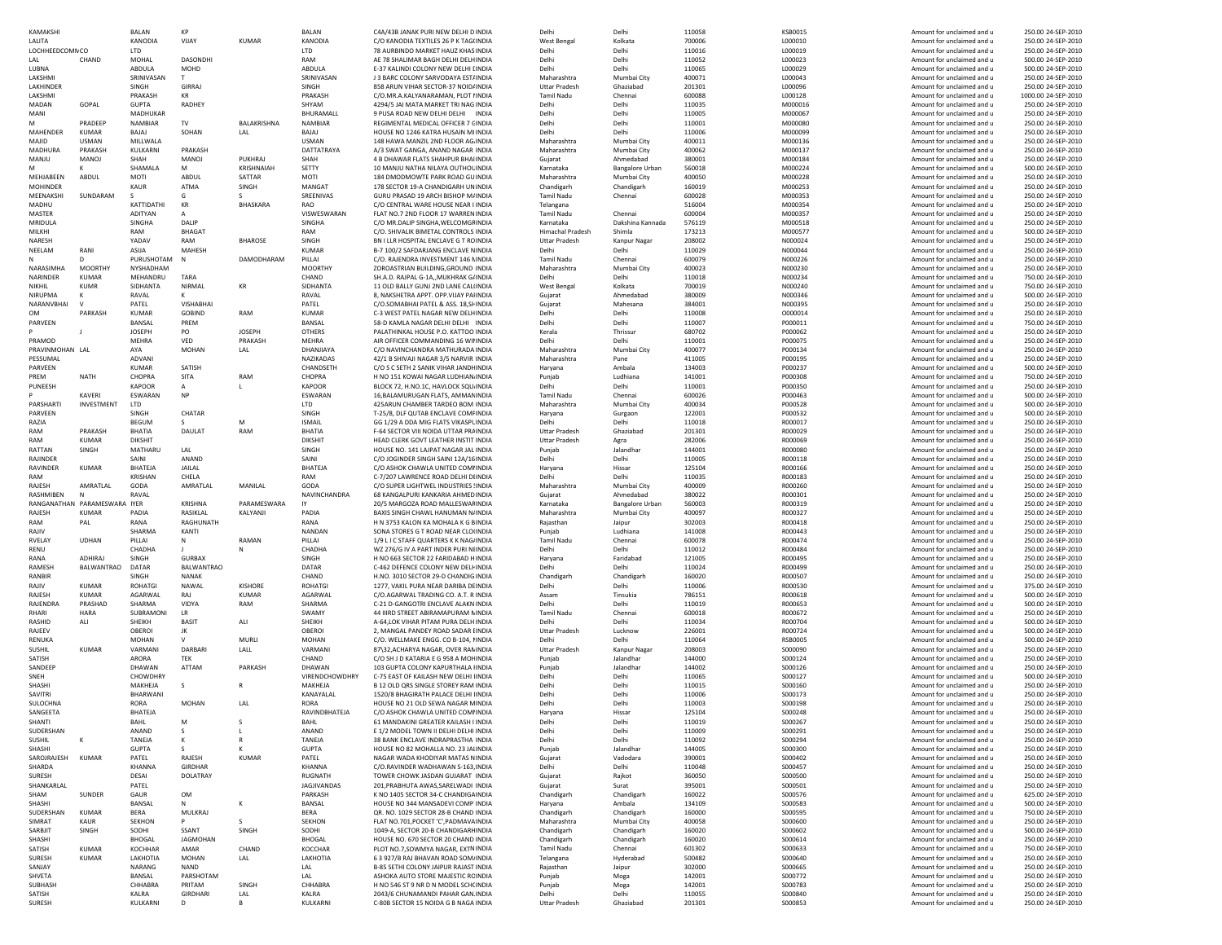| KAMAKSHI | | BALAN | KP | | BALAN | C4A/43B JANAK PURI NEW DELHI D INDIA | Delhi | Delhi | 110058 | K5B0015 | Amount for unclaimed and u | 250.00 24-SEP-2010 |
|---|---|---|---|---|---|---|---|---|---|---|---|---|
| LALITA | | KANODIA | VIJAY | KUMAR | KANODIA | C/O KANODIA TEXTILES 26 P K TAGCINDIA | West Bengal | Kolkata | 700006 | L000010 | Amount for unclaimed and u | 250.00 24-SEP-2010 |
| LOCHHEEDCOMINCO | | LTD | | | LTD | 78 AURBINDO MARKET HAUZ KHAS INDIA | Delhi | Delhi | 110016 | L000019 | Amount for unclaimed and u | 250.00 24-SEP-2010 |
| LAL | CHAND | MOHAL | DASONDHI | | RAM | AE 78 SHALIMAR BAGH DELHI DELHIINDIA | Delhi | Delhi | 110052 | L000023 | Amount for unclaimed and u | 500.00 24-SEP-2010 |
| LUBNA | | ABDULA | MOHD | | ABDULA | E-37 KALINDI COLONY NEW DELHI DINDIA | Delhi | Delhi | 110065 | L000029 | Amount for unclaimed and u | 500.00 24-SEP-2010 |
| LAKSHMI | | SRINIVASAN | T | | SRINIVASAN | J 3 BARC COLONY SARVODAYA ESTAINDIA | Maharashtra | Mumbai City | 400071 | L000043 | Amount for unclaimed and u | 250.00 24-SEP-2010 |
| LAKHINDER | | SINGH | GIRRAJ | | SINGH | 858 ARUN VIHAR SECTOR-37 NOIDAINDIA | Uttar Pradesh | Ghaziabad | 201301 | L000096 | Amount for unclaimed and u | 250.00 24-SEP-2010 |
| LAKSHMI | | PRAKASH | KR | | PRAKASH | C/O.MR.A.KALYANARAMAN, PLOT NINDIA | Tamil Nadu | Chennai | 600088 | L000128 | Amount for unclaimed and u | 1000.00 24-SEP-2010 |
| MADAN | GOPAL | GUPTA | RADHEY | | SHYAM | 4294/5 JAI MATA MARKET TRI NAG INDIA | Delhi | Delhi | 110035 | M000016 | Amount for unclaimed and u | 250.00 24-SEP-2010 |
| MANI | | MADHUKAR | | | BHURAMALL | 9 PUSA ROAD NEW DELHI DELHI INDIA | Delhi | Delhi | 110005 | M000067 | Amount for unclaimed and u | 250.00 24-SEP-2010 |
| M | PRADEEP | NAMBIAR | TV | BALAKRISHNA | NAMBIAR | REGIMENTAL MEDICAL OFFICER 7 CINDIA | Delhi | Delhi | 110001 | M000080 | Amount for unclaimed and u | 250.00 24-SEP-2010 |
| MAHENDER | KUMAR | BAJAJ | SOHAN | LAL | BAJAJ | HOUSE NO 1246 KATRA HUSAIN MIINDIA | Delhi | Delhi | 110006 | M000099 | Amount for unclaimed and u | 250.00 24-SEP-2010 |
| MAJID | USMAN | MILLWALA | | | USMAN | 148 HAWA MANZIL 2ND FLOOR AGINDIA | Maharashtra | Mumbai City | 400011 | M000136 | Amount for unclaimed and u | 250.00 24-SEP-2010 |
| MADHURA | PRAKASH | KULKARNI | PRAKASH | | DATTATRAYA | A/3 SWAT GANGA, ANAND NAGAR INDIA | Maharashtra | Mumbai City | 400062 | M000137 | Amount for unclaimed and u | 250.00 24-SEP-2010 |
| MANJU | MANOJ | SHAH | MANOJ | PUKHRAJ | SHAH | 4 B DHAWAR FLATS SHAHPUR BHAIINDIA | Gujarat | Ahmedabad | 380001 | M000184 | Amount for unclaimed and u | 250.00 24-SEP-2010 |
| M | K | SHAMALA | M | KRISHNAIAH | SETTY | 10 MANJU NATHA NILAYA OUTHOLINDIA | Karnataka | Bangalore Urban | 560018 | M000224 | Amount for unclaimed and u | 500.00 24-SEP-2010 |
| MEHJABEEN | ABDUL | MOTI | ABDUL | SATTAR | MOTI | 184 DMODMOWTE PARK ROAD GUINDIA | Maharashtra | Mumbai City | 400050 | M000228 | Amount for unclaimed and u | 250.00 24-SEP-2010 |
| MOHINDER | | KAUR | ATMA | SINGH | MANGAT | 178 SECTOR 19-A CHANDIGARH UNINDIA | Chandigarh | Chandigarh | 160019 | M000253 | Amount for unclaimed and u | 250.00 24-SEP-2010 |
| MEENAKSHI | SUNDARAM | S | G | S | SREENIVAS | GURU PRASAD 19 ARCH BISHOP MINDIA | Tamil Nadu | Chennai | 600028 | M000353 | Amount for unclaimed and u | 250.00 24-SEP-2010 |
| MADHU | | KATTIDATHI | KR | BHASKARA | RAO | C/O CENTRAL WARE HOUSE NEAR IINDIA | Telangana | | 516004 | M000354 | Amount for unclaimed and u | 250.00 24-SEP-2010 |
| MASTER | | ADITYAN | A | | VISWESWARAN | FLAT NO.7 2ND FLOOR 17 WARREN INDIA | Tamil Nadu | Chennai | 600004 | M000357 | Amount for unclaimed and u | 250.00 24-SEP-2010 |
| MRIDULA | | SINGHA | DALIP | | SINGHA | C/O MR.DALIP SINGHA,WELCOMGRINDIA | Karnataka | Dakshina Kannada | 576119 | M000518 | Amount for unclaimed and u | 250.00 24-SEP-2010 |
| MILKHI | | RAM | BHAGAT | | RAM | C/O. SHIVALIK BIMETAL CONTROLS INDIA | Himachal Pradesh | Shimla | 173213 | M000577 | Amount for unclaimed and u | 500.00 24-SEP-2010 |
| NARESH | | YADAV | RAM | BHAROSE | SINGH | BN I LLR HOSPITAL ENCLAVE G T ROINDIA | Uttar Pradesh | Kanpur Nagar | 208002 | N000024 | Amount for unclaimed and u | 250.00 24-SEP-2010 |
| NEELAM | RANI | ASIJA | MAHESH | | KUMAR | B-7 100/2 SAFDARJANG ENCLAVE NINDIA | Delhi | Delhi | 110029 | N000044 | Amount for unclaimed and u | 250.00 24-SEP-2010 |
| N | D | PURUSHOTAM | N | DAMODHARAM | PILLAI | C/O. RAJENDRA INVESTMENT 146 NINDIA | Tamil Nadu | Chennai | 600079 | N000226 | Amount for unclaimed and u | 250.00 24-SEP-2010 |
| NARASIMHA | MOORTHY | NYSHADHAM | | | MOORTHY | ZOROASTRIAN BUILDING,GROUND INDIA | Maharashtra | Mumbai City | 400023 | N000230 | Amount for unclaimed and u | 250.00 24-SEP-2010 |
| NARINDER | KUMAR | MEHANDRU | TARA | | CHAND | SH.A.D. RAJPAL G-1A,,MUKHRAK GINDIA | Delhi | Delhi | 110018 | N000234 | Amount for unclaimed and u | 750.00 24-SEP-2010 |
| NIKHIL | KUMR | SIDHANTA | NIRMAL | KR | SIDHANTA | 11 OLD BALLY GUNJ 2ND LANE CALIINDIA | West Bengal | Kolkata | 700019 | N000240 | Amount for unclaimed and u | 750.00 24-SEP-2010 |
| NIRUPMA | K | RAVAL | K | | RAVAL | 8, NAKSHETRA APPT. OPP.VIJAY PAIINDIA | Gujarat | Ahmedabad | 380009 | N000346 | Amount for unclaimed and u | 500.00 24-SEP-2010 |
| NARANVBHAI | V | PATEL | VISHABHAI | | PATEL | C/O.SOMABHAI PATEL & ASS. 18,SHINDIA | Gujarat | Mahesana | 384001 | N000395 | Amount for unclaimed and u | 250.00 24-SEP-2010 |
| OM | PARKASH | KUMAR | GOBIND | RAM | KUMAR | C-3 WEST PATEL NAGAR NEW DELHIINDIA | Delhi | Delhi | 110008 | O000014 | Amount for unclaimed and u | 250.00 24-SEP-2010 |
| PARVEEN | | BANSAL | PREM | | BANSAL | 58-D KAMLA NAGAR DELHI DELHI INDIA | Delhi | Delhi | 110007 | P000011 | Amount for unclaimed and u | 750.00 24-SEP-2010 |
| P | J | JOSEPH | PO | JOSEPH | OTHERS | PALATHINKAL HOUSE P.O. KATTOO INDIA | Kerala | Thrissur | 680702 | P000062 | Amount for unclaimed and u | 250.00 24-SEP-2010 |
| PRAMOD | | MEHRA | VED | PRAKASH | MEHRA | AIR OFFICER COMMANDING 16 WINDIA | Delhi | Delhi | 110001 | P000075 | Amount for unclaimed and u | 250.00 24-SEP-2010 |
| PRAVINMOHAN | LAL | AYA | MOHAN | LAL | DHANJIAYA | C/O NAVINCHANDRA MATHURADA INDIA | Maharashtra | Mumbai City | 400077 | P000134 | Amount for unclaimed and u | 250.00 24-SEP-2010 |
| PESSUMAL | | ADVANI | | | NAZIKADAS | 42/1 B SHIVAJI NAGAR 3/5 NARVIR INDIA | Maharashtra | Pune | 411005 | P000195 | Amount for unclaimed and u | 250.00 24-SEP-2010 |
| PARVEEN | | KUMAR | SATISH | | CHANDSETH | C/O S C SETH 2 SANIK VIHAR JANDHINDIA | Haryana | Ambala | 134003 | P000237 | Amount for unclaimed and u | 500.00 24-SEP-2010 |
| PREM | NATH | CHOPRA | SITA | RAM | CHOPRA | H NO 151 KOWAI NAGAR LUDHIANAINDIA | Punjab | Ludhiana | 141001 | P000308 | Amount for unclaimed and u | 750.00 24-SEP-2010 |
| PUNEESH | | KAPOOR | A | L | KAPOOR | BLOCK 72, H.NO.1C, HAVLOCK SQUINDIA | Delhi | Delhi | 110001 | P000350 | Amount for unclaimed and u | 250.00 24-SEP-2010 |
| P | KAVERI | ESWARAN | NP | | ESWARAN | 16,BALAMURUGAN FLATS, AMMANINDIA | Tamil Nadu | Chennai | 600026 | P000463 | Amount for unclaimed and u | 500.00 24-SEP-2010 |
| PARSHARTI | INVESTMENT | LTD | | | LTD | 425ARUN CHAMBER TARDEO BOM INDIA | Maharashtra | Mumbai City | 400034 | P000528 | Amount for unclaimed and u | 500.00 24-SEP-2010 |
| PARVEEN | | SINGH | CHATAR | | SINGH | T-25/8, DLF QUTAB ENCLAVE COMFINDIA | Haryana | Gurgaon | 122001 | P000532 | Amount for unclaimed and u | 500.00 24-SEP-2010 |
| RAZIA | | BEGUM | S | M | ISMAIL | GG 1/29 A DDA MIG FLATS VIKASPLINDIA | Delhi | Delhi | 110018 | R000017 | Amount for unclaimed and u | 250.00 24-SEP-2010 |
| RAM | PRAKASH | BHATIA | DAULAT | RAM | BHATIA | F-64 SECTOR VIII NOIDA UTTAR PRAINDIA | Uttar Pradesh | Ghaziabad | 201301 | R000029 | Amount for unclaimed and u | 250.00 24-SEP-2010 |
| RAM | KUMAR | DIKSHIT | | | DIKSHIT | HEAD CLERK GOVT LEATHER INSTIT INDIA | Uttar Pradesh | Agra | 282006 | R000069 | Amount for unclaimed and u | 250.00 24-SEP-2010 |
| RATTAN | SINGH | MATHARU | LAL | | SINGH | HOUSE NO. 141 LAJPAT NAGAR JAL INDIA | Punjab | Jalandhar | 144001 | R000080 | Amount for unclaimed and u | 250.00 24-SEP-2010 |
| RAJINDER | | SAINI | ANAND | | SAINI | C/O JOGINDER SINGH SAINI 12A/16INDIA | Delhi | Delhi | 110005 | R000118 | Amount for unclaimed and u | 250.00 24-SEP-2010 |
| RAVINDER | KUMAR | BHATEJA | JAILAL | | BHATEJA | C/O ASHOK CHAWLA UNITED COMPINDIA | Haryana | Hissar | 125104 | R000166 | Amount for unclaimed and u | 250.00 24-SEP-2010 |
| RAM | | KRISHAN | CHELA | | RAM | C-7/207 LAWRENCE ROAD DELHI DEINDIA | Delhi | Delhi | 110035 | R000183 | Amount for unclaimed and u | 250.00 24-SEP-2010 |
| RAJESH | AMRATLAL | GODA | AMRATLAL | MANILAL | GODA | C/O SUPER LIGHTWEL INDUSTRIES !INDIA | Maharashtra | Mumbai City | 400009 | R000260 | Amount for unclaimed and u | 250.00 24-SEP-2010 |
| RASHMIBEN | N | RAVAL | | | NAVINCHANDRA | 68 KANGALPURI KANKARIA AHMEDINDIA | Gujarat | Ahmedabad | 380022 | R000301 | Amount for unclaimed and u | 250.00 24-SEP-2010 |
| RANGANATHAN | PARAMESWARA | IYER | KRISHNA | PARAMESWARA | IY | 20/5 MARGOZA ROAD MALLESWARINDIA | Karnataka | Bangalore Urban | 560003 | R000319 | Amount for unclaimed and u | 250.00 24-SEP-2010 |
| RAJESH | KUMAR | PADIA | RASIKLAL | KALYANJI | PADIA | BAXIS SINGH CHAWL HANUMAN NINDIA | Maharashtra | Mumbai City | 400097 | R000327 | Amount for unclaimed and u | 250.00 24-SEP-2010 |
| RAM | PAL | RANA | RAGHUNATH | | RANA | H N 3753 KALON KA MOHALA K G BINDIA | Rajasthan | Jaipur | 302003 | R000418 | Amount for unclaimed and u | 250.00 24-SEP-2010 |
| RAJIV | | SHARMA | KANTI | | NANDAN | SONA STORES G T ROAD NEAR CLOIINDIA | Punjab | Ludhiana | 141008 | R000443 | Amount for unclaimed and u | 250.00 24-SEP-2010 |
| RVELAY | UDHAN | PILLAI | N | RAMAN | PILLAI | 1/9 L I C STAFF QUARTERS K K NAGINDIA | Tamil Nadu | Chennai | 600078 | R000474 | Amount for unclaimed and u | 250.00 24-SEP-2010 |
| RENU | | CHADHA | J | N | CHADHA | WZ 276/G IV A PART INDER PURI NEINDIA | Delhi | Delhi | 110012 | R000484 | Amount for unclaimed and u | 250.00 24-SEP-2010 |
| RANA | ADHIRAJ | SINGH | GURBAX | | SINGH | H NO 663 SECTOR 22 FARIDABAD HINDIA | Haryana | Faridabad | 121005 | R000495 | Amount for unclaimed and u | 250.00 24-SEP-2010 |
| RAMESH | BALWANTRAO | DATAR | BALWANTRAO | | DATAR | C-462 DEFENCE COLONY NEW DELHINDIA | Delhi | Delhi | 110024 | R000499 | Amount for unclaimed and u | 250.00 24-SEP-2010 |
| RANBIR | | SINGH | NANAK | | CHAND | H.NO. 3010 SECTOR 29-D CHANDIG INDIA | Chandigarh | Chandigarh | 160020 | R000507 | Amount for unclaimed and u | 250.00 24-SEP-2010 |
| RAJIV | KUMAR | ROHATGI | NAWAL | KISHORE | ROHATGI | 1277, VAKIL PURA NEAR DARIBA DEINDIA | Delhi | Delhi | 110006 | R000530 | Amount for unclaimed and u | 375.00 24-SEP-2010 |
| RAJESH | KUMAR | AGARWAL | RAJ | KUMAR | AGARWAL | C/O.AGARWAL TRADING CO. A.T. R INDIA | Assam | Tinsukia | 786151 | R000618 | Amount for unclaimed and u | 500.00 24-SEP-2010 |
| RAJENDRA | PRASHAD | SHARMA | VIDYA | RAM | SHARMA | C-21 D-GANGOTRI ENCLAVE ALAKN INDIA | Delhi | Delhi | 110019 | R000653 | Amount for unclaimed and u | 500.00 24-SEP-2010 |
| RHARI | HARA | SUBRAMONI | LR | | SWAMY | 44 IIIRD STREET ABIRAMAPURAM MINDIA | Tamil Nadu | Chennai | 600018 | R000672 | Amount for unclaimed and u | 250.00 24-SEP-2010 |
| RASHID | ALI | SHEIKH | BASIT | ALI | SHEIKH | A-64,LOK VIHAR PITAM PURA DELHIINDIA | Delhi | Delhi | 110034 | R000704 | Amount for unclaimed and u | 500.00 24-SEP-2010 |
| RAJEEV | | OBEROI | JK | | OBEROI | 2, MANGAL PANDEY ROAD SADAR EINDIA | Uttar Pradesh | Lucknow | 226001 | R000724 | Amount for unclaimed and u | 500.00 24-SEP-2010 |
| RENUKA | | MOHAN | V | MURLI | MOHAN | C/O. WELLMAKE ENGG. CO B-104, FINDIA | Delhi | Delhi | 110064 | R5B0005 | Amount for unclaimed and u | 500.00 24-SEP-2010 |
| SUSHIL | KUMAR | VARMANI | DARBARI | LALL | VARMANI | 87\32,ACHARYA NAGAR, OVER RAIINDIA | Uttar Pradesh | Kanpur Nagar | 208003 | S000090 | Amount for unclaimed and u | 250.00 24-SEP-2010 |
| SATISH | | ARORA | TEK | | CHAND | C/O SH J D KATARIA E G 958 A MOHINDIA | Punjab | Jalandhar | 144000 | S000124 | Amount for unclaimed and u | 250.00 24-SEP-2010 |
| SANDEEP | | DHAWAN | ATTAM | PARKASH | DHAWAN | 103 GUPTA COLONY KAPURTHALA IINDIA | Punjab | Jalandhar | 144002 | S000126 | Amount for unclaimed and u | 250.00 24-SEP-2010 |
| SNEH | | CHOWDHRY | | | VIRENDCHOWDHRY | C-75 EAST OF KAILASH NEW DELHI IINDIA | Delhi | Delhi | 110065 | S000127 | Amount for unclaimed and u | 500.00 24-SEP-2010 |
| SHASHI | | MAKHEJA | S | R | MAKHEJA | B 12 OLD QRS SINGLE STOREY RAM INDIA | Delhi | Delhi | 110015 | S000160 | Amount for unclaimed and u | 250.00 24-SEP-2010 |
| SAVITRI | | BHARWANI | | | KANAYALAL | 1520/8 BHAGIRATH PALACE DELHI IINDIA | Delhi | Delhi | 110006 | S000173 | Amount for unclaimed and u | 250.00 24-SEP-2010 |
| SULOCHNA | | RORA | MOHAN | LAL | RORA | HOUSE NO 21 OLD SEWA NAGAR MINDIA | Delhi | Delhi | 110003 | S000198 | Amount for unclaimed and u | 250.00 24-SEP-2010 |
| SANGEETA | | BHATEJA | | | RAVINDBHATEJA | C/O ASHOK CHAWLA UNITED COMPINDIA | Haryana | Hissar | 125104 | S000248 | Amount for unclaimed and u | 250.00 24-SEP-2010 |
| SHANTI | | BAHL | M | S | BAHL | 61 MANDAKINI GREATER KAILASH I INDIA | Delhi | Delhi | 110019 | S000267 | Amount for unclaimed and u | 250.00 24-SEP-2010 |
| SUDERSHAN | | ANAND | S | L | ANAND | E 1/2 MODEL TOWN II DELHI DELHI INDIA | Delhi | Delhi | 110009 | S000291 | Amount for unclaimed and u | 250.00 24-SEP-2010 |
| SUSHIL | K | TANEJA | K | R | TANEJA | 38 BANK ENCLAVE INDRAPRASTHA INDIA | Delhi | Delhi | 110092 | S000294 | Amount for unclaimed and u | 250.00 24-SEP-2010 |
| SHASHI | | GUPTA | S | K | GUPTA | HOUSE NO 82 MOHALLA NO. 23 JALINDIA | Punjab | Jalandhar | 144005 | S000300 | Amount for unclaimed and u | 250.00 24-SEP-2010 |
| SAROJRAJESH | KUMAR | PATEL | RAJESH | KUMAR | PATEL | NAGAR WADA KHODIYAR MATAS NINDIA | Gujarat | Vadodara | 390001 | S000402 | Amount for unclaimed and u | 250.00 24-SEP-2010 |
| SHARDA | | KHANNA | GIRDHAR | | KHANNA | C/O.RAVINDER WADHAWAN S-163,INDIA | Delhi | Delhi | 110048 | S000457 | Amount for unclaimed and u | 250.00 24-SEP-2010 |
| SURESH | | DESAI | DOLATRAY | | RUGNATH | TOWER CHOWK JASDAN GUJARAT INDIA | Gujarat | Rajkot | 360050 | S000500 | Amount for unclaimed and u | 250.00 24-SEP-2010 |
| SHANKARLAL | | PATEL | | | JAGJIVANDAS | 201,PRABHUTA AWAS,SARELWADI INDIA | Gujarat | Surat | 395001 | S000501 | Amount for unclaimed and u | 250.00 24-SEP-2010 |
| SHAM | SUNDER | GAUR | OM | | PARKASH | K NO 1405 SECTOR 34-C CHANDIGAINDIA | Chandigarh | Chandigarh | 160022 | S000576 | Amount for unclaimed and u | 625.00 24-SEP-2010 |
| SHASHI | | BANSAL | N | K | BANSAL | HOUSE NO 344 MANSADEVI COMP INDIA | Haryana | Ambala | 134109 | S000583 | Amount for unclaimed and u | 500.00 24-SEP-2010 |
| SUDERSHAN | KUMAR | BERA | MULKRAJ | | BERA | QR. NO. 1029 SECTOR 28-B CHAND INDIA | Chandigarh | Chandigarh | 160000 | S000595 | Amount for unclaimed and u | 750.00 24-SEP-2010 |
| SIMRAT | KAUR | SEKHON | P | S | SEKHON | FLAT NO.701,POCKET 'C',PADMAVAINDIA | Maharashtra | Mumbai City | 400058 | S000600 | Amount for unclaimed and u | 250.00 24-SEP-2010 |
| SARBJIT | SINGH | SODHI | SSANT | SINGH | SODHI | 1049-A, SECTOR 20-B CHANDIGARHINDIA | Chandigarh | Chandigarh | 160020 | S000602 | Amount for unclaimed and u | 500.00 24-SEP-2010 |
| SHASHI | | BHOGAL | JAGMOHAN | | BHOGAL | HOUSE NO. 670 SECTOR 20 CHAND INDIA | Chandigarh | Chandigarh | 160020 | S000614 | Amount for unclaimed and u | 250.00 24-SEP-2010 |
| SATISH | KUMAR | KOCHHAR | AMAR | CHAND | KOCCHAR | PLOT NO.7,SOWMYA NAGAR, EXTNINDIA | Tamil Nadu | Chennai | 601302 | S000633 | Amount for unclaimed and u | 750.00 24-SEP-2010 |
| SURESH | KUMAR | LAKHOTIA | MOHAN | LAL | LAKHOTIA | 6 3 927/B RAJ BHAVAN ROAD SOMAINDIA | Telangana | Hyderabad | 500482 | S000640 | Amount for unclaimed and u | 250.00 24-SEP-2010 |
| SANJAY | | NARANG | NAND | | LAL | B-85 SETHI COLONY JAIPUR RAJAST INDIA | Rajasthan | Jaipur | 302000 | S000665 | Amount for unclaimed and u | 250.00 24-SEP-2010 |
| SHVETA | | BANSAL | PARSHOTAM | | LAL | ASHOKA AUTO STORE MAJESTIC RCINDIA | Punjab | Moga | 142001 | S000772 | Amount for unclaimed and u | 250.00 24-SEP-2010 |
| SUBHASH | | CHHABRA | PRITAM | SINGH | CHHABRA | H NO 546 ST 9 NR D N MODEL SCHCINDIA | Punjab | Moga | 142001 | S000783 | Amount for unclaimed and u | 250.00 24-SEP-2010 |
| SATISH | | KALRA | GIRDHARI | LAL | KALRA | 2043/6 CHUNAMANDI PAHAR GAN.INDIA | Delhi | Delhi | 110055 | S000840 | Amount for unclaimed and u | 250.00 24-SEP-2010 |
| SURESH | | KULKARNI | D | B | KULKARNI | C-80B SECTOR 15 NOIDA G B NAGA INDIA | Uttar Pradesh | Ghaziabad | 201301 | S000853 | Amount for unclaimed and u | 250.00 24-SEP-2010 |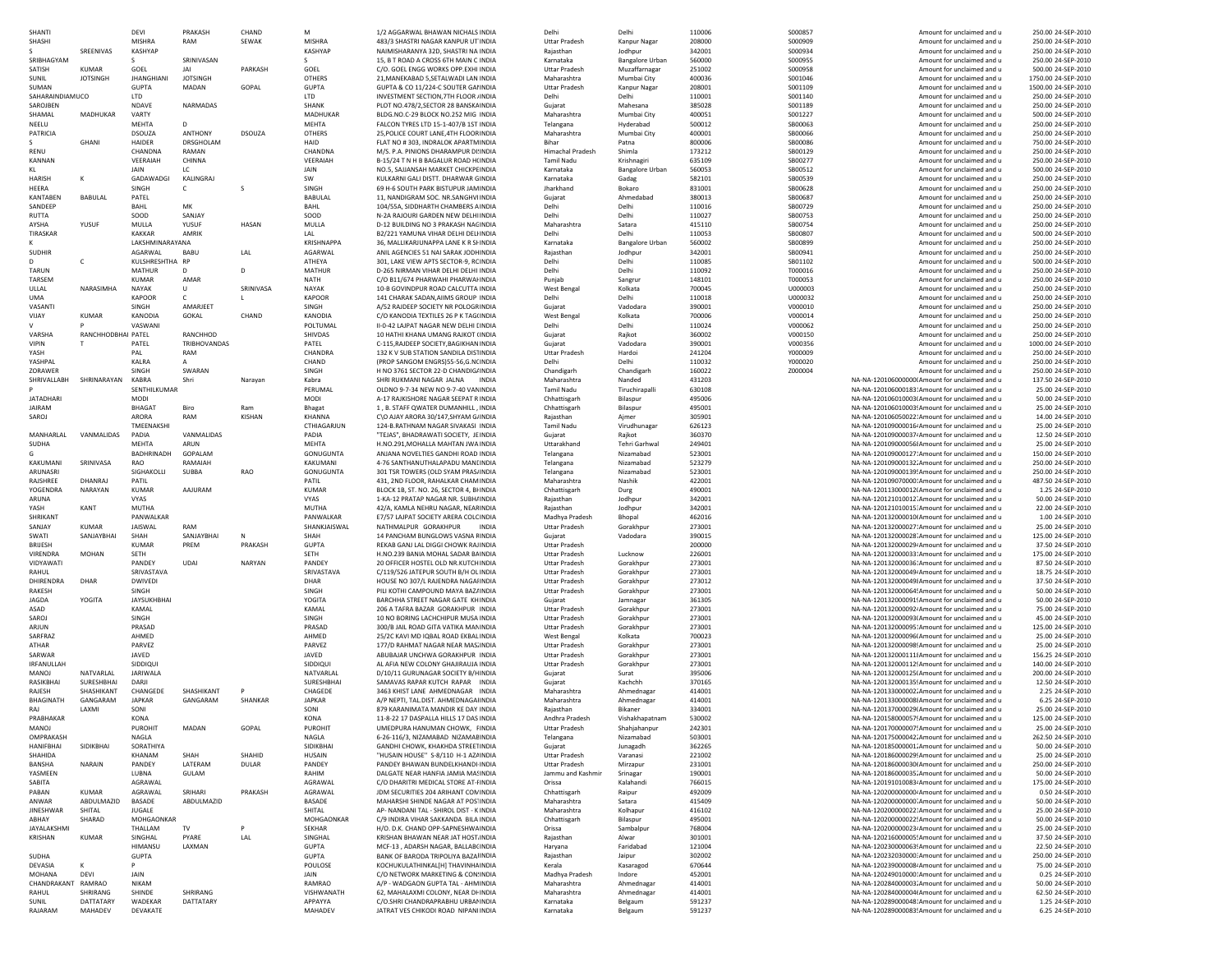| | | | | | | | | | | | | | | | |
|---|---|---|---|---|---|---|---|---|---|---|---|---|---|---|---|
| SHANTI | | DEVI | PRAKASH | CHAND | M | 1/2 AGGARWAL BHAWAN NICHALS INDIA | | Delhi | Delhi | 110006 | S000857 | | Amount for unclaimed and u | 250.00 | 24-SEP-2010 |
| SHASHI | | MISHRA | RAM | SEWAK | MISHRA | 483/3 SHASTRI NAGAR KANPUR UT INDIA | | Uttar Pradesh | Kanpur Nagar | 208000 | S000909 | | Amount for unclaimed and u | 250.00 | 24-SEP-2010 |
| S | SREENIVAS | KASHYAP | | | KASHYAP | NAIMISHARANYA 32D, SHASTRI NA INDIA | | Rajasthan | Jodhpur | 342001 | S000934 | | Amount for unclaimed and u | 250.00 | 24-SEP-2010 |
| SRIBHAGYAM | | S | SRINIVASAN | | S | 15, B T ROAD A CROSS 6TH MAIN C INDIA | | Karnataka | Bangalore Urban | 560000 | S000955 | | Amount for unclaimed and u | 250.00 | 24-SEP-2010 |
| SATISH | KUMAR | GOEL | JAI | PARKASH | GOEL | C/O. GOEL ENGG WORKS OPP.EXHI INDIA | | Uttar Pradesh | Muzaffarnagar | 251002 | S000958 | | Amount for unclaimed and u | 500.00 | 24-SEP-2010 |
| SUNIL | JOTSINGH | JHANGHIANI | JOTSINGH | | OTHERS | 21,MANEKABAD 5,SETALWADI LAN INDIA | | Maharashtra | Mumbai City | 400036 | S001046 | | Amount for unclaimed and u | 1750.00 | 24-SEP-2010 |
| SUMAN | | GUPTA | MADAN | GOPAL | GUPTA | GUPTA & CO 11/224-C SOUTER GAI INDIA | | Uttar Pradesh | Kanpur Nagar | 208001 | S001109 | | Amount for unclaimed and u | 1500.00 | 24-SEP-2010 |
| SAHARAINDIAMUCO | | LTD | | | LTD | INVESTMENT SECTION,7TH FLOOR I INDIA | | Delhi | Delhi | 110001 | S001140 | | Amount for unclaimed and u | 250.00 | 24-SEP-2010 |
| SAROJBEN | | NDAVE | NARMADAS | | SHANK | PLOT NO.478/2,SECTOR 28 BANSKA INDIA | | Gujarat | Mahesana | 385028 | S001189 | | Amount for unclaimed and u | 250.00 | 24-SEP-2010 |
| SHAMAL | MADHUKAR | VARTY | | | MADHUKAR | BLDG.NO.C-29 BLOCK NO.252 MIG INDIA | | Maharashtra | Mumbai City | 400051 | S001227 | | Amount for unclaimed and u | 500.00 | 24-SEP-2010 |
| NEELU | | MEHTA | D | | MEHTA | FALCON TYRES LTD 15-1-407/B 1ST INDIA | | Telangana | Hyderabad | 500012 | SB00063 | | Amount for unclaimed and u | 250.00 | 24-SEP-2010 |
| PATRICIA | | DSOUZA | ANTHONY | DSOUZA | OTHERS | 25,POLICE COURT LANE,4TH FLOOR INDIA | | Maharashtra | Mumbai City | 400001 | SB00066 | | Amount for unclaimed and u | 250.00 | 24-SEP-2010 |
| S | GHANI | HAIDER | DRSGHOLAM | | HAID | FLAT NO # 303, INDRALOK APARTM INDIA | | Bihar | Patna | 800006 | SB00086 | | Amount for unclaimed and u | 750.00 | 24-SEP-2010 |
| RENU | | CHANDNA | RAMAN | | CHANDNA | M/S. P.A. PINIONS DHARAMPUR DI INDIA | | Himachal Pradesh | Shimla | 173212 | SB00129 | | Amount for unclaimed and u | 250.00 | 24-SEP-2010 |
| KANNAN | | VEERAIAH | CHINNA | | VEERAIAH | B-15/24 T N H B BAGALUR ROAD H INDIA | | Tamil Nadu | Krishnagiri | 635109 | SB00277 | | Amount for unclaimed and u | 250.00 | 24-SEP-2010 |
| KL | | JAIN | LC | | JAIN | NO.5, SAJJANSAH MARKET CHICKPE INDIA | | Karnataka | Bangalore Urban | 560053 | SB00512 | | Amount for unclaimed and u | 500.00 | 24-SEP-2010 |
| HARISH | K | GADAWADGI | KALINGRAJ | | SW | KULKARNI GALI DISTT. DHARWAR G INDIA | | Karnataka | Gadag | 582101 | SB00539 | | Amount for unclaimed and u | 250.00 | 24-SEP-2010 |
| HEERA | | SINGH | C | S | SINGH | 69 H-6 SOUTH PARK BISTUPUR JAM INDIA | | Jharkhand | Bokaro | 831001 | SB00628 | | Amount for unclaimed and u | 250.00 | 24-SEP-2010 |
| KANTABEN | BABULAL | PATEL | | | BABULAL | 11, NANDIGRAM SOC. NR.SANGHVI INDIA | | Gujarat | Ahmedabad | 380013 | SB00687 | | Amount for unclaimed and u | 250.00 | 24-SEP-2010 |
| SANDEEP | | BAHL | MK | | BAHL | 104/55A, SIDDHARTH CHAMBERS A INDIA | | Delhi | Delhi | 110016 | SB00729 | | Amount for unclaimed and u | 250.00 | 24-SEP-2010 |
| RUTTA | | SOOD | SANJAY | | SOOD | N-2A RAJOURI GARDEN NEW DELHI INDIA | | Delhi | Delhi | 110027 | SB00753 | | Amount for unclaimed and u | 250.00 | 24-SEP-2010 |
| AYSHA | YUSUF | MULLA | YUSUF | HASAN | MULLA | D-12 BUILDING NO 3 PRAKASH NAG INDIA | | Maharashtra | Satara | 415110 | SB00754 | | Amount for unclaimed and u | 250.00 | 24-SEP-2010 |
| TIRASKAR | | KAKKAR | AMRIK | | LAL | B2/221 YAMUNA VIHAR DELHI DEL INDIA | | Delhi | Delhi | 110053 | SB00807 | | Amount for unclaimed and u | 500.00 | 24-SEP-2010 |
| K | | LAKSHMINARAYANA | | | KRISHNAPPA | 36, MALLIKARJUNAPPA LANE K R SH INDIA | | Karnataka | Bangalore Urban | 560002 | SB00899 | | Amount for unclaimed and u | 250.00 | 24-SEP-2010 |
| SUDHIR | | AGARWAL | BABU | LAL | AGARWAL | ANIL AGENCIES 51 NAI SARAK JODH INDIA | | Rajasthan | Jodhpur | 342001 | SB00941 | | Amount for unclaimed and u | 250.00 | 24-SEP-2010 |
| D | C | KULSHRESHTHA | RP | | ATHEYA | 301, LAKE VIEW APTS SECTOR-9, RC INDIA | | Delhi | Delhi | 110085 | SB01102 | | Amount for unclaimed and u | 500.00 | 24-SEP-2010 |
| TARUN | | MATHUR | D | D | MATHUR | D-265 NIRMAN VIHAR DELHI DELHI INDIA | | Delhi | Delhi | 110092 | T000016 | | Amount for unclaimed and u | 250.00 | 24-SEP-2010 |
| TARSEM | | KUMAR | AMAR | | NATH | C/O B11/674 PHARWAHI PHARWAH INDIA | | Punjab | Sangrur | 148101 | T000053 | | Amount for unclaimed and u | 250.00 | 24-SEP-2010 |
| ULLAL | NARASIMHA | NAYAK | U | SRINIVASA | NAYAK | 10-B GOVINDPUR ROAD CALCUTTA INDIA | | West Bengal | Kolkata | 700045 | U000003 | | Amount for unclaimed and u | 250.00 | 24-SEP-2010 |
| UMA | | KAPOOR | C | L | KAPOOR | 141 CHARAK SADAN,AIIMS GROUP INDIA | | Delhi | Delhi | 110018 | U000032 | | Amount for unclaimed and u | 250.00 | 24-SEP-2010 |
| VASANTI | | SINGH | AMARJEET | | SINGH | A/52 RAJDEEP SOCIETY NR POLOGR INDIA | | Gujarat | Vadodara | 390001 | V000010 | | Amount for unclaimed and u | 250.00 | 24-SEP-2010 |
| VIJAY | KUMAR | KANODIA | GOKAL | CHAND | KANODIA | C/O KANODIA TEXTILES 26 P K TAG INDIA | | West Bengal | Kolkata | 700006 | V000014 | | Amount for unclaimed and u | 250.00 | 24-SEP-2010 |
| V | P | VASWANI | | | POLTUMAL | II-0-42 LAJPAT NAGAR NEW DELHI I INDIA | | Delhi | Delhi | 110024 | V000062 | | Amount for unclaimed and u | 250.00 | 24-SEP-2010 |
| VARSHA | RANCHHODBHAI | PATEL | RANCHHOD | | SHIVDAS | 10 HATHI KHANA UMANG RAJKOT I INDIA | | Gujarat | Rajkot | 360002 | V000150 | | Amount for unclaimed and u | 250.00 | 24-SEP-2010 |
| VIPIN | T | PATEL | TRIBHOVANDAS | | PATEL | C-115,RAJDEEP SOCIETY,BAGIKHAN INDIA | | Gujarat | Vadodara | 390001 | V000356 | | Amount for unclaimed and u | 1000.00 | 24-SEP-2010 |
| YASH | | PAL | RAM | | CHANDRA | 132 K V SUB STATION SANDILA DIST INDIA | | Uttar Pradesh | Hardoi | 241204 | Y000009 | | Amount for unclaimed and u | 250.00 | 24-SEP-2010 |
| YASHPAL | | KALRA | A | | CHAND | (PROP SANGOM ENGRS)55-56,G.N INDIA | | Delhi | Delhi | 110032 | Y000020 | | Amount for unclaimed and u | 250.00 | 24-SEP-2010 |
| ZORAWER | | SINGH | SWARAN | | SINGH | H NO 3761 SECTOR 22-D CHANDIG INDIA | | Chandigarh | Chandigarh | 160022 | Z000004 | | Amount for unclaimed and u | 250.00 | 24-SEP-2010 |
| SHRIVALLABH | SHRINARAYAN | KABRA | Shri | Narayan | Kabra | SHRI RUKMANI NAGAR JALNA INDIA | | Maharashtra | Nanded | 431203 | | NA-NA-1201060000000 | Amount for unclaimed and u | 137.50 | 24-SEP-2010 |
| P | | SENTHILKUMAR | | | PERUMAL | OLDNO 9-7-34 NEW NO 9-7-40 VAN INDIA | | Tamil Nadu | Tiruchirapalli | 630108 | | NA-NA-1201060001831 | Amount for unclaimed and u | 25.00 | 24-SEP-2010 |
| JATADHARI | | MODI | | | MODI | A-17 RAJKISHORE NAGAR SEEPAT R INDIA | | Chhattisgarh | Bilaspur | 495006 | | NA-NA-1201060100030 | Amount for unclaimed and u | 50.00 | 24-SEP-2010 |
| JAIRAM | | BHAGAT | Biro | Ram | Bhagat | 1 , B. STAFF QWATER DUMANHILL , INDIA | | Chhattisgarh | Bilaspur | 495001 | | NA-NA-1201060100035 | Amount for unclaimed and u | 25.00 | 24-SEP-2010 |
| SAROJ | | ARORA | RAM | KISHAN | KHANNA | C\O AJAY ARORA 30/147,SHYAM G INDIA | | Rajasthan | Ajmer | 305901 | | NA-NA-1201060500221 | Amount for unclaimed and u | 14.00 | 24-SEP-2010 |
| | | TMEENAKSHI | | | CTHIAGARJUN | 124-B.RATHNAM NAGAR SIVAKASI INDIA | | Tamil Nadu | Virudhunagar | 626123 | | NA-NA-1201090000164 | Amount for unclaimed and u | 25.00 | 24-SEP-2010 |
| MANHARLAL | VANMALIDAS | PADIA | VANMALIDAS | | PADIA | "TEJAS", BHADRAWATI SOCIETY, JE INDIA | | Gujarat | Rajkot | 360370 | | NA-NA-1201090000374 | Amount for unclaimed and u | 12.50 | 24-SEP-2010 |
| SUDHA | | MEHTA | ARUN | | MEHTA | H.NO.291,MOHALLA MAHTAN JWA INDIA | | Uttarakhand | Tehri Garhwal | 249401 | | NA-NA-1201090000568 | Amount for unclaimed and u | 25.00 | 24-SEP-2010 |
| G | | BADHRINADH | GOPALAM | | GONUGUNTA | ANJANA NOVELTIES GANDHI ROAD INDIA | | Telangana | Nizamabad | 523001 | | NA-NA-1201090001271 | Amount for unclaimed and u | 150.00 | 24-SEP-2010 |
| KAKUMANI | SRINIVASA | RAO | RAMAIAH | | KAKUMANI | 4-76 SANTHANUTHALAPADU MAN INDIA | | Telangana | Nizamabad | 523279 | | NA-NA-1201090001322 | Amount for unclaimed and u | 250.00 | 24-SEP-2010 |
| ARUNASRI | | SIGHAKOLLI | SUBBA | RAO | GONUGUNTA | 301 TSR TOWERS (OLD SYAM PRAS INDIA | | Telangana | Nizamabad | 523001 | | NA-NA-1201090001395 | Amount for unclaimed and u | 250.00 | 24-SEP-2010 |
| RAJSHREE | DHANRAJ | PATIL | | | PATIL | 431, 2ND FLOOR, RAHALKAR CHAM INDIA | | Maharashtra | Nashik | 422001 | | NA-NA-1201090700001 | Amount for unclaimed and u | 487.50 | 24-SEP-2010 |
| YOGENDRA | NARAYAN | KUMAR | AAJURAM | | KUMAR | BLOCK 1B, ST. NO. 26, SECTOR 4, BH INDIA | | Chhattisgarh | Durg | 490001 | | NA-NA-1201130000120 | Amount for unclaimed and u | 1.25 | 24-SEP-2010 |
| ARUNA | | VYAS | | | VYAS | 1-KA-12 PRATAP NAGAR NR. SUBH INDIA | | Rajasthan | Jodhpur | 342001 | | NA-NA-1201210100121 | Amount for unclaimed and u | 50.00 | 24-SEP-2010 |
| YASH | KANT | MUTHA | | | MUTHA | 42/A, KAMLA NEHRU NAGAR, NEAR INDIA | | Rajasthan | Jodhpur | 342001 | | NA-NA-1201210100151 | Amount for unclaimed and u | 22.00 | 24-SEP-2010 |
| SHRIKANT | | PANWALKAR | | | PANWALKAR | E7/57 LAJPAT SOCIETY ARERA COL INDIA | | Madhya Pradesh | Bhopal | 462016 | | NA-NA-1201320000100 | Amount for unclaimed and u | 1.00 | 24-SEP-2010 |
| SANJAY | KUMAR | JAISWAL | RAM | | SHANKJAISWAL | NATHMALPUR GORAKHPUR INDIA | | Uttar Pradesh | Gorakhpur | 273001 | | NA-NA-1201320000277 | Amount for unclaimed and u | 25.00 | 24-SEP-2010 |
| SWATI | SANJAYBHAI | SHAH | SANJAYBHAI | N | SHAH | 14 PANCHAM BUNGLOWS VASNA R INDIA | | Gujarat | Vadodara | 390015 | | NA-NA-1201320000287 | Amount for unclaimed and u | 125.00 | 24-SEP-2010 |
| BRIJESH | | KUMAR | PREM | PRAKASH | GUPTA | REKAB GANJ LAL DIGGI CHOWK RAJ INDIA | | Uttar Pradesh | | 200000 | | NA-NA-1201320000294 | Amount for unclaimed and u | 37.50 | 24-SEP-2010 |
| VIRENDRA | MOHAN | SETH | | | SETH | H.NO.239 BANIA MOHAL SADAR BA INDIA | | Uttar Pradesh | Lucknow | 226001 | | NA-NA-1201320000331 | Amount for unclaimed and u | 175.00 | 24-SEP-2010 |
| VIDYAWATI | | PANDEY | UDAI | NARYAN | PANDEY | 20 OFFICER HOSTEL OLD NR.KUTCH INDIA | | Uttar Pradesh | Gorakhpur | 273001 | | NA-NA-1201320000361 | Amount for unclaimed and u | 87.50 | 24-SEP-2010 |
| RAHUL | | SRIVASTAVA | | | SRIVASTAVA | C/119/526 JATEPUR SOUTH B/H OL INDIA | | Uttar Pradesh | Gorakhpur | 273001 | | NA-NA-1201320000494 | Amount for unclaimed and u | 18.75 | 24-SEP-2010 |
| DHIRENDRA | DHAR | DWIVEDI | | | DHAR | HOUSE NO 307/L RAJENDRA NAGAR INDIA | | Uttar Pradesh | Gorakhpur | 273012 | | NA-NA-1201320000498 | Amount for unclaimed and u | 37.50 | 24-SEP-2010 |
| RAKESH | | SINGH | | | SINGH | PILI KOTHI CAMPOUND MAYA BAZ INDIA | | Uttar Pradesh | Gorakhpur | 273001 | | NA-NA-1201320000645 | Amount for unclaimed and u | 50.00 | 24-SEP-2010 |
| JAGDA | YOGITA | JAYSUKHBHAI | | | YOGITA | BARCHHA STREET NAGAR GATE KH INDIA | | Gujarat | Jamnagar | 361305 | | NA-NA-1201320000919 | Amount for unclaimed and u | 50.00 | 24-SEP-2010 |
| ASAD | | KAMAL | | | KAMAL | 206 A TAFRA BAZAR GORAKHPUR INDIA | | Uttar Pradesh | Gorakhpur | 273001 | | NA-NA-1201320000924 | Amount for unclaimed and u | 75.00 | 24-SEP-2010 |
| SAROJ | | SINGH | | | SINGH | 10 NO BORING LACHCHIPUR MUSA INDIA | | Uttar Pradesh | Gorakhpur | 273001 | | NA-NA-1201320000930 | Amount for unclaimed and u | 45.00 | 24-SEP-2010 |
| ARJUN | | PRASAD | | | PRASAD | 300/B JAIL ROAD GITA VATIKA MAN INDIA | | Uttar Pradesh | Gorakhpur | 273001 | | NA-NA-1201320000951 | Amount for unclaimed and u | 125.00 | 24-SEP-2010 |
| SARFRAZ | | AHMED | | | AHMED | 25/2C KAVI MD IQBAL ROAD EKBAL INDIA | | West Bengal | Kolkata | 700023 | | NA-NA-1201320000960 | Amount for unclaimed and u | 25.00 | 24-SEP-2010 |
| ATHAR | | PARVEZ | | | PARVEZ | 177/D RAHMAT NAGAR NEAR MAS INDIA | | Uttar Pradesh | Gorakhpur | 273001 | | NA-NA-1201320000985 | Amount for unclaimed and u | 25.00 | 24-SEP-2010 |
| SARWAR | | JAVED | | | JAVED | ABUBAJAR UNCHWA GORAKHPUR INDIA | | Uttar Pradesh | Gorakhpur | 273001 | | NA-NA-1201320001118 | Amount for unclaimed and u | 156.25 | 24-SEP-2010 |
| IRFANULLAH | | SIDDIQUI | | | SIDDIQUI | AL AFIA NEW COLONY GHAJIRAUJA INDIA | | Uttar Pradesh | Gorakhpur | 273001 | | NA-NA-1201320001129 | Amount for unclaimed and u | 140.00 | 24-SEP-2010 |
| MANOJ | NATVARLAL | JARIWALA | | | NATVARLAL | D/10/11 GURUNAGAR SOCIETY B/ INDIA | | Gujarat | Surat | 395006 | | NA-NA-1201320001250 | Amount for unclaimed and u | 200.00 | 24-SEP-2010 |
| RASIKBHAI | SURESHBHAI | DARJI | | | SURESHBHAI | SAMAVAS RAPAR KUTCH RAPAR INDIA | | Gujarat | Kachchh | 370165 | | NA-NA-1201320001359 | Amount for unclaimed and u | 12.50 | 24-SEP-2010 |
| RAJESH | SHASHIKANT | CHANGEDE | SHASHIKANT | P | CHAGEDE | 3463 KHIST LANE AHMEDNAGAR INDIA | | Maharashtra | Ahmednagar | 414001 | | NA-NA-1201330000024 | Amount for unclaimed and u | 2.25 | 24-SEP-2010 |
| BHAGINATH | GANGARAM | JAPKAR | GANGARAM | SHANKAR | JAPKAR | A/P NEPTI, TAL.DIST. AHMEDNAGA INDIA | | Maharashtra | Ahmednagar | 414001 | | NA-NA-1201330000088 | Amount for unclaimed and u | 6.25 | 24-SEP-2010 |
| RAJ | LAXMI | SONI | | | SONI | 879 KARANIMATA MANDIR KE DAY INDIA | | Rajasthan | Bikaner | 334001 | | NA-NA-1201370000290 | Amount for unclaimed and u | 25.00 | 24-SEP-2010 |
| PRABHAKAR | | KONA | | | KONA | 11-8-22 17 DASPALLA HILLS 17 DAS INDIA | | Andhra Pradesh | Vishakhapatnam | 530002 | | NA-NA-1201580000579 | Amount for unclaimed and u | 125.00 | 24-SEP-2010 |
| MANOJ | | PUROHIT | MADAN | GOPAL | PUROHIT | UMEDPURA HANUMAN CHOWK, F INDIA | | Uttar Pradesh | Shahjahanpur | 242301 | | NA-NA-1201700000075 | Amount for unclaimed and u | 25.00 | 24-SEP-2010 |
| OMPRAKASH | | NAGLA | | | NAGLA | 6-26-116/3, NIZAMABAD NIZAMAB INDIA | | Telangana | Nizamabad | 503001 | | NA-NA-1201750000422 | Amount for unclaimed and u | 262.50 | 24-SEP-2010 |
| HANIFBHAI | SIDIKBHAI | SORATHIYA | | | SIDIKBHAI | GANDHI CHOWK, KHAKHDA STREET INDIA | | Gujarat | Junagadh | 362265 | | NA-NA-1201850000012 | Amount for unclaimed and u | 50.00 | 24-SEP-2010 |
| SHAHIDA | | KHANAM | SHAH | SHAHID | HUSAIN | "HUSAIN HOUSE" S-8/110 H-1 AZ INDIA | | Uttar Pradesh | Varanasi | 221002 | | NA-NA-1201860000299 | Amount for unclaimed and u | 25.00 | 24-SEP-2010 |
| BANSHA | NARAIN | PANDEY | LATERAM | DULAR | PANDEY | PANDEY BHAWAN BUNDELKHANDI INDIA | | Uttar Pradesh | Mirzapur | 231001 | | NA-NA-1201860000300 | Amount for unclaimed and u | 250.00 | 24-SEP-2010 |
| YASMEEN | | LUBNA | GULAM | | RAHIM | DALGATE NEAR HANFIA JAMIA MAS INDIA | | Jammu and Kashmir | Srinagar | 190001 | | NA-NA-1201860000352 | Amount for unclaimed and u | 50.00 | 24-SEP-2010 |
| SABITA | | AGRAWAL | | | AGRAWAL | C/O DHARITRI MEDICAL STORE AT-F INDIA | | Orissa | Kalahandi | 766015 | | NA-NA-1201910100834 | Amount for unclaimed and u | 175.00 | 24-SEP-2010 |
| PABAN | KUMAR | AGRAWAL | SRIHARI | PRAKASH | AGRAWAL | JDM SECURITIES 204 ARIHANT COM INDIA | | Chhattisgarh | Raipur | 492009 | | NA-NA-1202000000004 | Amount for unclaimed and u | 0.50 | 24-SEP-2010 |
| ANWAR | ABDULMAZID | BASADE | ABDULMAZID | | BASADE | MAHARSHI SHINDE NAGAR AT POST INDIA | | Maharashtra | Satara | 415409 | | NA-NA-1202000000007 | Amount for unclaimed and u | 50.00 | 24-SEP-2010 |
| JINESHWAR | SHITAL | JUGALE | | | SHITAL | AP- NANDANI TAL - SHIROL DIST - K INDIA | | Maharashtra | Kolhapur | 416102 | | NA-NA-1202000000221 | Amount for unclaimed and u | 25.00 | 24-SEP-2010 |
| ABHAY | SHARAD | MOHGAONKAR | | | MOHGAONKAR | C/9 INDIRA VIHAR SAKKANDA BILA INDIA | | Chhattisgarh | Bilaspur | 495001 | | NA-NA-1202000000225 | Amount for unclaimed and u | 50.00 | 24-SEP-2010 |
| JAYALAKSHMI | | THALLAM | TV | P | SEKHAR | H/O. D.K. CHAND OPP-SAPNESHWA INDIA | | Orissa | Sambalpur | 768004 | | NA-NA-1202000000234 | Amount for unclaimed and u | 25.00 | 24-SEP-2010 |
| KRISHAN | KUMAR | SINGHAL | PYARE | LAL | SINGHAL | KRISHAN BHAWAN NEAR JAT HOST INDIA | | Rajasthan | Alwar | 301001 | | NA-NA-1202160000059 | Amount for unclaimed and u | 37.50 | 24-SEP-2010 |
| | | HIMANSU | LAXMAN | | GUPTA | MCF-13 , ADARSH NAGAR, BALLAB INDIA | | Haryana | Faridabad | 121004 | | NA-NA-1202300000063 | Amount for unclaimed and u | 22.50 | 24-SEP-2010 |
| SUDHA | | GUPTA | | | GUPTA | BANK OF BARODA TRIPOLIYA BAZA INDIA | | Rajasthan | Jaipur | 302002 | | NA-NA-1202320300001 | Amount for unclaimed and u | 250.00 | 24-SEP-2010 |
| DEVASIA | K | P | | | POULOSE | KOCHUKULATHINKAL[H] THAVINHA INDIA | | Kerala | Kasaragod | 670644 | | NA-NA-1202390000084 | Amount for unclaimed and u | 75.00 | 24-SEP-2010 |
| MOHANA | DEVI | JAIN | | | JAIN | C/O NETWORK MARKETING & CON INDIA | | Madhya Pradesh | Indore | 452001 | | NA-NA-1202490100001 | Amount for unclaimed and u | 0.25 | 24-SEP-2010 |
| CHANDRAKANT | RAMRAO | NIKAM | | | RAMRAO | A/P - WADGAON GUPTA TAL - AHM INDIA | | Maharashtra | Ahmednagar | 414001 | | NA-NA-1202840000032 | Amount for unclaimed and u | 50.00 | 24-SEP-2010 |
| RAHUL | SHRIRANG | SHINDE | SHRIRANG | | VISHWANATH | 62, MAHALAXMI COLONY, NEAR DH INDIA | | Maharashtra | Ahmednagar | 414001 | | NA-NA-1202840000040 | Amount for unclaimed and u | 62.50 | 24-SEP-2010 |
| SUNIL | DATTATARY | WADEKAR | DATTATARY | | APPAYYA | C/O.SHRI CHANDRAPRABHU URBAN INDIA | | Karnataka | Belgaum | 591237 | | NA-NA-1202890000481 | Amount for unclaimed and u | 1.25 | 24-SEP-2010 |
| RAJARAM | MAHADEV | DEVAKATE | | | MAHADEV | JATRAT VES CHIKODI ROAD NIPANI INDIA | | Karnataka | Belgaum | 591237 | | NA-NA-1202890000835 | Amount for unclaimed and u | 6.25 | 24-SEP-2010 |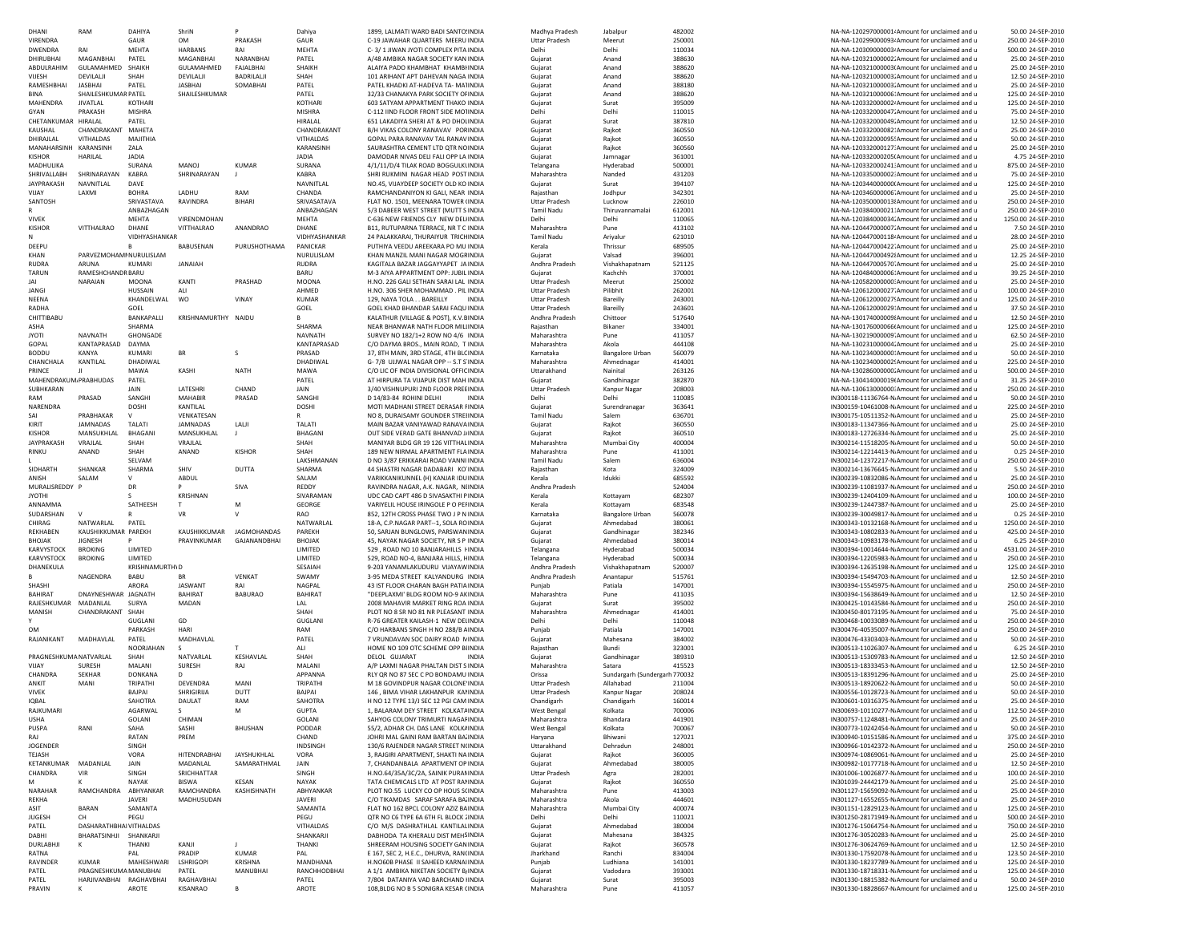| | | | | | | | | | | | | | |
|---|---|---|---|---|---|---|---|---|---|---|---|---|---|
| DHANI | RAM | DAHIYA | ShriN | P | Dahiya | 1899, LALMATI WARD BADI SANTO!INDIA | Madhya Pradesh | Jabalpur | 482002 | NA-NA-120297000001‹Amount for unclaimed and u | 50.00 | 24-SEP-2010 |
| VIRENDRA | | GAUR | OM | PRAKASH | GAUR | C-19 JAWAHAR QUARTERS MEERU INDIA | Uttar Pradesh | Meerut | 250001 | NA-NA-120299000093‹Amount for unclaimed and u | 250.00 | 24-SEP-2010 |
| DWENDRA | RAI | MEHTA | HARBANS | RAI | MEHTA | C- 3/ 1 JIWAN JYOTI COMPLEX PITA INDIA | Delhi | Delhi | 110034 | NA-NA-120309000093‹Amount for unclaimed and u | 500.00 | 24-SEP-2010 |
| DHIRUBHAI | MAGANBHAI | PATEL | MAGANBHAI | NARANBHAI | PATEL | A/48 AMBIKA NAGAR SOCIETY KAN INDIA | Gujarat | Anand | 388630 | NA-NA-120321000022‹Amount for unclaimed and u | 25.00 | 24-SEP-2010 |
| ABDULRAHIM | GULAMAHMED | SHAIKH | GULAMAHMED | FAJALBHAI | SHAIKH | ALAIYA PADO KHAMBHAT KHAMBHINDIA | Gujarat | Anand | 388620 | NA-NA-120321000003‹Amount for unclaimed and u | 25.00 | 24-SEP-2010 |
| VIJESH | DEVILALJI | SHAH | DEVILALJI | BADRILALJI | SHAH | 101 ARIHANT APT DAHEVAN NAGA INDIA | Gujarat | Anand | 388620 | NA-NA-120321000003‹Amount for unclaimed and u | 12.50 | 24-SEP-2010 |
| RAMESHBHAI | JASBHAI | PATEL | JASBHAI | SOMABHAI | PATEL | PATEL KHADKI AT-HADEVA TA- MA INDIA | Gujarat | Anand | 388180 | NA-NA-120321000003‹Amount for unclaimed and u | 25.00 | 24-SEP-2010 |
| BINA | SHAILESHKUMAR | PATEL | SHAILESHKUMAR | | PATEL | 32/33 CHANAKYA PARK SOCIETY OFINDIA | Gujarat | Anand | 388620 | NA-NA-120321000006‹Amount for unclaimed and u | 125.00 | 24-SEP-2010 |
| MAHENDRA | JIVATLAL | KOTHARI | | | KOTHARI | 603 SATYAM APPARTMENT THAKO INDIA | Gujarat | Surat | 395009 | NA-NA-120332000024‹Amount for unclaimed and u | 125.00 | 24-SEP-2010 |
| GYAN | PRAKASH | MISHRA | | | MISHRA | C-112 IIND FLOOR FRONT SIDE MOINDIA | Delhi | Delhi | 110015 | NA-NA-120332000047‹Amount for unclaimed and u | 75.00 | 24-SEP-2010 |
| CHETANKUMAR | HIRALAL | PATEL | | | HIRALAL | 651 LAKADIYA SHERI AT & PO DHOLINDIA | Gujarat | Surat | 387810 | NA-NA-120332000049‹Amount for unclaimed and u | 12.50 | 24-SEP-2010 |
| KAUSHAL | CHANDRAKANT | MAHETA | | | CHANDRAKANT | B/H VIKAS COLONY RANAVAV PORINDIA | Gujarat | Rajkot | 360550 | NA-NA-120332000082‹Amount for unclaimed and u | 25.00 | 24-SEP-2010 |
| DHIRAJLAL | VITHALDAS | MAJITHIA | | | VITHALDAS | GOPAL PARA RANAVAV TAL RANAV INDIA | Gujarat | Rajkot | 360550 | NA-NA-120332000095‹Amount for unclaimed and u | 50.00 | 24-SEP-2010 |
| MANAHARSINH | KARANSINH | ZALA | | | KARANSINH | SAURASHTRA CEMENT LTD QTR NO INDIA | Gujarat | Rajkot | 360560 | NA-NA-120332000127‹Amount for unclaimed and u | 25.00 | 24-SEP-2010 |
| KISHOR | HARILAL | JADIA | | | JADIA | DAMODAR NIVAS DELI FALI OPP LA INDIA | Gujarat | Jamnagar | 361001 | NA-NA-120332000205‹Amount for unclaimed and u | 4.75 | 24-SEP-2010 |
| MADHULIKA | | SURANA | MANOJ | KUMAR | SURANA | 4/1/11/D/4 TILAK ROAD BOGGULK INDIA | Telangana | Hyderabad | 500001 | NA-NA-120332000241‹Amount for unclaimed and u | 875.00 | 24-SEP-2010 |
| SHRIVALLABH | SHRINARAYAN | KABRA | SHRINARAYAN | J | KABRA | SHRI RUKMINI NAGAR HEAD POST INDIA | Maharashtra | Nanded | 431203 | NA-NA-120335000002‹Amount for unclaimed and u | 75.00 | 24-SEP-2010 |
| JAYPRAKASH | NAVNITLAL | DAVE | | | NAVNITLAL | NO.45, VIJAYDEEP SOCIETY OLD KO INDIA | Gujarat | Surat | 394107 | NA-NA-120344000000‹Amount for unclaimed and u | 125.00 | 24-SEP-2010 |
| VIJAY | LAXMI | BOHRA | LADHU | RAM | CHANDA | RAMCHANDANIYON KI GALI, NEAR INDIA | Rajasthan | Jodhpur | 342301 | NA-NA-120346000006‹Amount for unclaimed and u | 25.00 | 24-SEP-2010 |
| SANTOSH | | SRIVASTAVA | RAVINDRA | BIHARI | SRIVASATAVA | FLAT NO. 1501, MEENARA TOWER (INDIA | Uttar Pradesh | Lucknow | 226010 | NA-NA-120350000013‹Amount for unclaimed and u | 250.00 | 24-SEP-2010 |
| R | | ANBAZHAGAN | | | ANBAZHAGAN | 5/3 DABEER WEST STREET (MUTT S INDIA | Tamil Nadu | Thiruvannamalai | 612001 | NA-NA-120384000021‹Amount for unclaimed and u | 250.00 | 24-SEP-2010 |
| VIVEK | | MEHTA | VIRENDMOHAN | | MEHTA | C-636 NEW FRIENDS CLY NEW DELIINDIA | Delhi | Delhi | 110065 | NA-NA-120384000034‹Amount for unclaimed and u | 1250.00 | 24-SEP-2010 |
| KISHOR | VITTHALRAO | DHANE | VITTHALRAO | ANANDRAO | DHANE | B11, RUTUPARNA TERRACE, NR T C INDIA | Maharashtra | Pune | 413102 | NA-NA-120447000007‹Amount for unclaimed and u | 7.50 | 24-SEP-2010 |
| N | | VIDHYASHANKAR | | | VIDHYASHANKAR | 24 PALAKKARAI, THURAIYUR TRICHINDIA | Tamil Nadu | Ariyalur | 621010 | NA-NA-120447000118‹Amount for unclaimed and u | 28.00 | 24-SEP-2010 |
| DEEPU | | B | BABUSENAN | PURUSHOTHAMA | PANICKAR | PUTHIYA VEEDU AREEKARA PO MU INDIA | Kerala | Thrissur | 689505 | NA-NA-120447000122‹Amount for unclaimed and u | 25.00 | 24-SEP-2010 |
| KHAN | PARVEZMOHAMM | NURULISLAM | | | NURULISLAM | KHAN MANZIL MANI NAGAR MOGRINDIA | Gujarat | Valsad | 396001 | NA-NA-120447000492‹Amount for unclaimed and u | 12.25 | 24-SEP-2010 |
| RUDRA | ARUNA | KUMARI | JANAIAH | | RUDRA | KAGITALA BAZAR JAGGAYYAPET JA INDIA | Andhra Pradesh | Vishakhapatnam | 521125 | NA-NA-120447000570‹Amount for unclaimed and u | 25.00 | 24-SEP-2010 |
| TARUN | RAMESHCHANDR | BARU | | | BARU | M-3 AIYA APPARTMENT OPP: JUBIL INDIA | Gujarat | Kachchh | 370001 | NA-NA-120484000006‹Amount for unclaimed and u | 39.25 | 24-SEP-2010 |
| JAI | NARAIAN | MOONA | KANTI | PRASHAD | MOONA | H.NO. 226 GALI SETHAN SARAI LAL INDIA | Uttar Pradesh | Meerut | 250002 | NA-NA-120582000000‹Amount for unclaimed and u | 25.00 | 24-SEP-2010 |
| JANGI | | HUSSAIN | ALI | | AHMED | H.NO. 306 SHER MOHAMMAD . PIL INDIA | Uttar Pradesh | Pilibhit | 262001 | NA-NA-120612000027‹Amount for unclaimed and u | 100.00 | 24-SEP-2010 |
| NEENA | | KHANDELWAL | WO | VINAY | KUMAR | 129, NAYA TOLA . . BAREILLY INDIA | Uttar Pradesh | Bareilly | 243001 | NA-NA-120612000027‹Amount for unclaimed and u | 125.00 | 24-SEP-2010 |
| RADHA | | GOEL | | | GOEL | GOEL KHAD BHANDAR SARAI FAQU INDIA | Uttar Pradesh | Bareilly | 243601 | NA-NA-120612000029‹Amount for unclaimed and u | 37.50 | 24-SEP-2010 |
| CHITTIBABU | | BANKAPALLI | KRISHNAMURTHY | NAIDU | B | KALATHUR (VILLAGE & POST), K.V.BINDIA | Andhra Pradesh | Chittoor | 517640 | NA-NA-130174000009‹Amount for unclaimed and u | 12.50 | 24-SEP-2010 |
| ASHA | | SHARMA | | | SHARMA | NEAR BHANWAR NATH FLOOR MILLINDIA | Rajasthan | Bikaner | 334001 | NA-NA-130176000066‹Amount for unclaimed and u | 125.00 | 24-SEP-2010 |
| JYOTI | NAVNATH | GHONGADE | | | NAVNATH | SURVEY NO 182/1+2 ROW NO 4/6 INDIA | Maharashtra | Pune | 411057 | NA-NA-130219000009‹Amount for unclaimed and u | 62.50 | 24-SEP-2010 |
| GOPAL | KANTAPRASAD | DAYMA | | | KANTAPRASAD | C/O DAYMA BROS., MAIN ROAD, T INDIA | Maharashtra | Akola | 444108 | NA-NA-130231000004‹Amount for unclaimed and u | 25.00 | 24-SEP-2010 |
| BODDU | KANYA | KUMARI | BR | S | PRASAD | 37, 8TH MAIN, 3RD STAGE, 4TH BLCINDIA | Karnataka | Bangalore Urban | 560079 | NA-NA-130234000000‹Amount for unclaimed and u | 50.00 | 24-SEP-2010 |
| CHANCHALA | KANTILAL | DHADIWAL | | | DHADIWAL | G- 7/9 UJJWAL NAGAR OPP -- S.T S'INDIA | Maharashtra | Ahmednagar | 414001 | NA-NA-130234000002‹Amount for unclaimed and u | 225.00 | 24-SEP-2010 |
| PRINCE | JI | MAWA | KASHI | NATH | MAWA | C/O LIC OF INDIA DIVISIONAL OFFICINDIA | Uttarakhand | Nainital | 263126 | NA-NA-130286000002‹Amount for unclaimed and u | 500.00 | 24-SEP-2010 |
| MAHENDRAKUM | PRABHUDAS | PATEL | | | PATEL | AT HIRPURA TA VIJAPUR DIST MAH INDIA | Gujarat | Gandhinagar | 382870 | NA-NA-130414000019‹Amount for unclaimed and u | 31.25 | 24-SEP-2010 |
| SUBHKARAN | | JAIN | LATESHRI | CHAND | JAIN | 3/40 VISHNUPURI 2ND FLOOR PREEINDIA | Uttar Pradesh | Kanpur Nagar | 208003 | NA-NA-130613000003‹Amount for unclaimed and u | 250.00 | 24-SEP-2010 |
| RAM | PRASAD | SANGHI | MAHABIR | PRASAD | SANGHI | D 14/83-84 ROHINI DELHI INDIA | Delhi | Delhi | 110085 | IN300118-11136764-NAmount for unclaimed and u | 50.00 | 24-SEP-2010 |
| NARENDRA | | DOSHI | KANTILAL | | DOSHI | MOTI MADHANI STREET DERASAR INDIA | Gujarat | Surendranagar | 363641 | IN300159-10461008-NAmount for unclaimed and u | 225.00 | 24-SEP-2010 |
| SAI | PRABHAKAR | V | VENKATESAN | | R | NO 8, DURAISAMY GOUNDER STREEINDIA | Tamil Nadu | Salem | 636701 | IN300175-10511352-NAmount for unclaimed and u | 25.00 | 24-SEP-2010 |
| KIRIT | JAMNADAS | TALATI | JAMNADAS | LALJI | TALATI | MAIN BAZAR VANIYAWAD RANAVA INDIA | Gujarat | Rajkot | 360550 | IN300183-11347366-NAmount for unclaimed and u | 25.00 | 24-SEP-2010 |
| KISHOR | MANSUKHLAL | BHAGANI | MANSUKHLAL | J | BHAGANI | OUT SIDE VERAD GATE BHANVAD J INDIA | Gujarat | Rajkot | 360510 | IN300183-12726334-NAmount for unclaimed and u | 25.00 | 24-SEP-2010 |
| JAYPRAKASH | VRAJLAL | SHAH | VRAJLAL | | SHAH | MANIYAR BLDG GR 19 126 VITTHAL INDIA | Maharashtra | Mumbai City | 400004 | IN300214-11518205-NAmount for unclaimed and u | 50.00 | 24-SEP-2010 |
| RINKU | ANAND | SHAH | ANAND | KISHOR | SHAH | 189 NEW NIRMAL APARTMENT FLA INDIA | Maharashtra | Pune | 411001 | IN300214-12214413-NAmount for unclaimed and u | 0.25 | 24-SEP-2010 |
| L | | SELVAM | | | LAKSHMANAN | D NO 3/87 ERIKKARAI ROAD VANNI INDIA | Tamil Nadu | Salem | 636004 | IN300214-12372217-NAmount for unclaimed and u | 250.00 | 24-SEP-2010 |
| SIDHARTH | SHANKAR | SHARMA | SHIV | DUTTA | SHARMA | 44 SHASTRI NAGAR DADABARI KO INDIA | Rajasthan | Kota | 324009 | IN300214-13676645-NAmount for unclaimed and u | 5.50 | 24-SEP-2010 |
| ANISH | SALAM | V | ABDUL | | SALAM | VARIKKANIKUNNEL (H) KANJAR IDU INDIA | Kerala | Idukki | 685592 | IN300239-10832086-NAmount for unclaimed and u | 25.00 | 24-SEP-2010 |
| MURALISREDDY | P | DR | P | SIVA | REDDY | RAVINDRA NAGAR, A.K. NAGAR, NI INDIA | Andhra Pradesh | | 524004 | IN300239-11081937-NAmount for unclaimed and u | 250.00 | 24-SEP-2010 |
| JYOTHI | | S | KRISHNAN | | SIVARAMAN | UDC CAD CAPT 486 D SIVASAKTHI P INDIA | Kerala | Kottayam | 682307 | IN300239-12404109-NAmount for unclaimed and u | 100.00 | 24-SEP-2010 |
| ANNAMMA | | SATHEESH | T | M | GEORGE | VARIYELIL HOUSE IRINGOLE P O PE INDIA | Kerala | Kottayam | 683548 | IN300239-12447387-NAmount for unclaimed and u | 25.00 | 24-SEP-2010 |
| SUDARSHAN | V | R | VR | V | RAO | 852, 12TH CROSS PHASE TWO J P N INDIA | Karnataka | Bangalore Urban | 560078 | IN300239-30049817-NAmount for unclaimed and u | 0.25 | 24-SEP-2010 |
| CHIRAG | NATWARLAL | PATEL | | | NATWARLAL | 18-A, C.P.NAGAR PART--1, SOLA RO INDIA | Gujarat | Ahmedabad | 380061 | IN300343-10132168-NAmount for unclaimed and u | 1250.00 | 24-SEP-2010 |
| REKHABEN | KAUSHIKKUMAR | PAREKH | KAUSHIKKUMAR | JAGMOHANDAS | PAREKH | 50, SARJAN BUNGLOWS, PARSWAN INDIA | Gujarat | Gandhinagar | 382346 | IN300343-10802833-NAmount for unclaimed and u | 425.00 | 24-SEP-2010 |
| BHOJAK | JIGNESH | P | PRAVINKUMAR | GAJANANDBHAI | BHOJAK | 45, NAYAK NAGAR SOCIETY, NR S P INDIA | Gujarat | Ahmedabad | 380014 | IN300343-10983178-NAmount for unclaimed and u | 6.25 | 24-SEP-2010 |
| KARVYSTOCK | BROKING | LIMITED | | | LIMITED | 529 , ROAD NO 10 BANJARAHILLS HINDIA | Telangana | Hyderabad | 500034 | IN300394-10014644-NAmount for unclaimed and u | 4531.00 | 24-SEP-2010 |
| KARVYSTOCK | BROKING | LIMITED | | | LIMITED | 529, ROAD NO-4, BANJARA HILLS, HINDIA | Telangana | Hyderabad | 500034 | IN300394-12205983-NAmount for unclaimed and u | 250.00 | 24-SEP-2010 |
| DHANEKULA | | KRISHNAMURTHY | D | | SESAIAH | 9-203 YANAMLAKUDURU VIJAYAW INDIA | Andhra Pradesh | Vishakhapatnam | 520007 | IN300394-12635198-NAmount for unclaimed and u | 125.00 | 24-SEP-2010 |
| B | NAGENDRA | BABU | BR | VENKAT | SWAMY | 3-95 MEDA STREET KALYANDURG INDIA | Andhra Pradesh | Anantapur | 515761 | IN300394-15494703-NAmount for unclaimed and u | 12.50 | 24-SEP-2010 |
| SHASHI | | ARORA | JASWANT | RAI | NAGPAL | 43 IST FLOOR CHARAN BAGH PATIA INDIA | Punjab | Patiala | 147001 | IN300394-15545975-NAmount for unclaimed and u | 250.00 | 24-SEP-2010 |
| BAHIRAT | DNAYNESHWAR | JAGNATH | BAHIRAT | BABURAO | BAHIRAT | "DEEPLAXMI" BLDG ROOM NO-9 AKINDIA | Maharashtra | Pune | 411035 | IN300394-15638649-NAmount for unclaimed and u | 12.50 | 24-SEP-2010 |
| RAJESHKUMAR | MADANLAL | SURYA | MADAN | | LAL | 2008 MAHAVIR MARKET RING ROA INDIA | Gujarat | Surat | 395002 | IN300425-10143584-NAmount for unclaimed and u | 250.00 | 24-SEP-2010 |
| MANISH | CHANDRAKANT | SHAH | | | SHAH | PLOT NO 8 SR NO 81 NR PLEASANT INDIA | Maharashtra | Ahmednagar | 414001 | IN300450-80173195-NAmount for unclaimed and u | 75.00 | 24-SEP-2010 |
| Y | | GUGLANI | GD | | GUGLANI | R-76 GREATER KAILASH-1 NEW DELINDIA | Delhi | Delhi | 110048 | IN300468-10033089-NAmount for unclaimed and u | 250.00 | 24-SEP-2010 |
| OM | | PARKASH | HARI | | RAM | C/O HARBANS SINGH H NO 288/8 BINDIA | Punjab | Patiala | 147001 | IN300476-40535007-NAmount for unclaimed and u | 250.00 | 24-SEP-2010 |
| RAJANIKANT | MADHAVLAL | PATEL | MADHAVLAL | | PATEL | 7 VRUNDAVAN SOC DAIRY ROAD M INDIA | Gujarat | Mahesana | 384002 | IN300476-43303403-NAmount for unclaimed and u | 50.00 | 24-SEP-2010 |
| | | NOORJAHAN | S | T | ALI | HOME NO 109 OTC SCHEME OPP BIINDIA | Rajasthan | Bundi | 323001 | IN300513-11026307-NAmount for unclaimed and u | 6.25 | 24-SEP-2010 |
| PRAGNESHKUMA | NATVARLAL | SHAH | NATVARLAL | KESHAVLAL | SHAH | DELOL GUJARAT INDIA | Gujarat | Gandhinagar | 389310 | IN300513-15309783-NAmount for unclaimed and u | 12.50 | 24-SEP-2010 |
| VIJAY | SURESH | MALANI | SURESH | RAJ | MALANI | A/P LAXMI NAGAR PHALTAN DIST S INDIA | Maharashtra | Satara | 415523 | IN300513-18333453-NAmount for unclaimed and u | 12.50 | 24-SEP-2010 |
| CHANDRA | SEKHAR | DONKANA | D | | APPANNA | RLY QR NO 87 SEC C PO BONDAMU INDIA | Orissa | Sundargarh (Sundergarh | 770032 | IN300513-18391296-NAmount for unclaimed and u | 25.00 | 24-SEP-2010 |
| ANKIT | MANI | TRIPATHI | DEVENDRA | MANI | TRIPATHI | M 18 GOVINDPUR NAGAR COLONE INDIA | Uttar Pradesh | Allahabad | 211004 | IN300513-18920622-NAmount for unclaimed and u | 50.00 | 24-SEP-2010 |
| VIVEK | | BAJPAI | SHRIGIRIJA | DUTT | BAJPAI | 146 , BIMA VIHAR LAKHANPUR KA INDIA | Uttar Pradesh | Kanpur Nagar | 208024 | IN300556-10128723-NAmount for unclaimed and u | 50.00 | 24-SEP-2010 |
| IQBAL | | SAHOTRA | DAULAT | RAM | SAHOTRA | H NO 12 TYPE 13/J SEC 12 PGI CAM INDIA | Chandigarh | Chandigarh | 160014 | IN300601-10316375-NAmount for unclaimed and u | 25.00 | 24-SEP-2010 |
| RAJKUMARI | | AGARWAL | S | M | GUPTA | 1, BALARAM DEY STREET KOLKAT INDIA | West Bengal | Kolkata | 700006 | IN300693-10110277-NAmount for unclaimed and u | 112.50 | 24-SEP-2010 |
| USHA | | GOLANI | CHIMAN | | GOLANI | SAHYOG COLONY TRIMURTI NAGA INDIA | Maharashtra | Bhandara | 441901 | IN300757-11248481-NAmount for unclaimed and u | 25.00 | 24-SEP-2010 |
| PUSPA | RANI | SAHA | SASHI | BHUSHAN | PODDAR | 55/2, ADHAR CH. DAS LANE KOLKINDIA | West Bengal | Kolkata | 700067 | IN300773-10242454-NAmount for unclaimed and u | 50.00 | 24-SEP-2010 |
| RAJ | | RATAN | PREM | | CHAND | JOHRI MAL GAINI RAM BARTAN BA INDIA | Haryana | Bhiwani | 127021 | IN300940-10151586-NAmount for unclaimed and u | 375.00 | 24-SEP-2010 |
| JOGENDER | | SINGH | | | INDSINGH | 130/6 RAJENDER NAGAR STREET N INDIA | Uttarakhand | Dehradun | 248001 | IN300966-10142372-NAmount for unclaimed and u | 250.00 | 24-SEP-2010 |
| TEJASH | | VORA | HITENDRABHAI | JAYSHUKHLAL | VORA | 3, RAIGIRI APARTMENT, SHAKTI NA INDIA | Gujarat | Rajkot | 360005 | IN300974-10869061-NAmount for unclaimed and u | 25.00 | 24-SEP-2010 |
| KETANKUMAR | MADANLAL | JAIN | MADANLAL | SAMARATHMAL | JAIN | 7, CHANDANBALA APARTMENT OP INDIA | Gujarat | Ahmedabad | 380005 | IN300982-10177718-NAmount for unclaimed and u | 12.50 | 24-SEP-2010 |
| CHANDRA | VIR | SINGH | SRICHHATTAR | | SINGH | H.NO.64/35A/3C/2A, SAINIK PURA INDIA | Uttar Pradesh | Agra | 282001 | IN301006-10026877-NAmount for unclaimed and u | 100.00 | 24-SEP-2010 |
| M | K | NAYAK | BISWA | KESAN | NAYAK | TATA CHEMICALS LTD AT POST RA INDIA | Gujarat | Rajkot | 360550 | IN301039-24442179-NAmount for unclaimed and u | 25.00 | 24-SEP-2010 |
| NARAHAR | RAMCHANDRA | ABHYANKAR | RAMCHANDRA | KASHISHNATH | ABHYANKAR | PLOT NO.55 LUCKY CO OP HOUS S INDIA | Maharashtra | Pune | 413003 | IN301127-15659092-NAmount for unclaimed and u | 25.00 | 24-SEP-2010 |
| REKHA | | JAVERI | MADHUSUDAN | | JAVERI | C/O TIKAMDAS SARAF SARAFA BA INDIA | Maharashtra | Akola | 444601 | IN301127-16552655-NAmount for unclaimed and u | 25.00 | 24-SEP-2010 |
| ASIT | BARAN | SAMANTA | | | SAMANTA | FLAT NO 162 BPCL COLONY AZIZ BA INDIA | Maharashtra | Mumbai City | 400074 | IN301151-12829123-NAmount for unclaimed and u | 125.00 | 24-SEP-2010 |
| JUGESH | CH | PEGU | | | PEGU | QTR NO C6 TYPE 6A 6TH FL BLOCK 1INDIA | Delhi | Delhi | 110021 | IN301250-28171949-NAmount for unclaimed and u | 500.00 | 24-SEP-2010 |
| PATEL | DASHARATHBHAI | VITHALDAS | | | VITHALDAS | C/O M/S DASHRATHLAL KANTILAL INDIA | Gujarat | Ahmedabad | 380004 | IN301276-15064754-NAmount for unclaimed and u | 750.00 | 24-SEP-2010 |
| DABHI | BHARATSINHJI | SHANKARJI | | | SHANKARJI | DABHODA TA KHERALU DIST MEH INDIA | Gujarat | Mahesana | 384325 | IN301276-30520283-NAmount for unclaimed and u | 25.00 | 24-SEP-2010 |
| DURLABHJI | K | THANKI | KANJI | J | THANKI | SHREERAM HOUSING SOCIETY GAN INDIA | Gujarat | Rajkot | 360578 | IN301276-30624769-NAmount for unclaimed and u | 12.50 | 24-SEP-2010 |
| RATNA | | PAL | PRADIP | KUMAR | PAL | E 167, SEC 2, H.E.C., DHURVA, RAN INDIA | Jharkhand | Ranchi | 834004 | IN301330-17592078-NAmount for unclaimed and u | 123.50 | 24-SEP-2010 |
| RAVINDER | KUMAR | MAHESHWARI | SHRIGOPI | KRISHNA | MANDHANA | H.NO608 PHASE II SAHEED KARNA INDIA | Punjab | Ludhiana | 141001 | IN301330-18237789-NAmount for unclaimed and u | 125.00 | 24-SEP-2010 |
| PATEL | PRAGNESHKUMA | MANUBHAI | PATEL | MANUBHAI | RANCHHODBHAI | A 1/1 AMBIKA NIKETAN SOCIETY B INDIA | Gujarat | Vadodara | 393001 | IN301330-18718331-NAmount for unclaimed and u | 125.00 | 24-SEP-2010 |
| PATEL | HARJIVANBHAI | RAGHAVBHAI | RAGHAVBHAI | | PATEL | 7/804 DATANIYA VAD BARCHAND INDIA | Gujarat | Surat | 395003 | IN301330-18815382-NAmount for unclaimed and u | 50.00 | 24-SEP-2010 |
| PRAVIN | K | AROTE | KISANRAO | B | AROTE | 108,BLDG NO B 5 SONIGRA KESAR CINDIA | Maharashtra | Pune | 411057 | IN301330-18828667-NAmount for unclaimed and u | 125.00 | 24-SEP-2010 |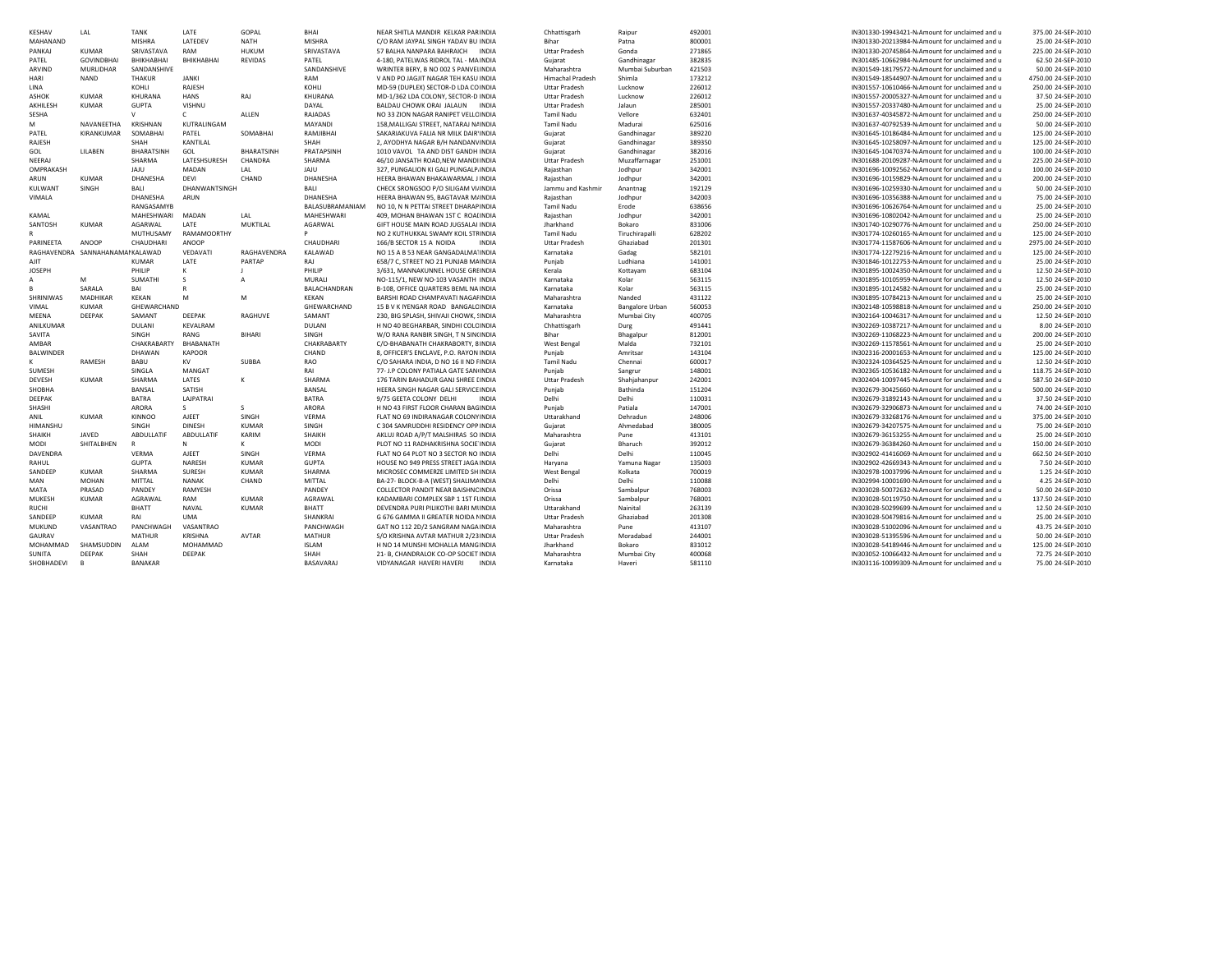| | | | | | | | | | | | | | | | |
|---|---|---|---|---|---|---|---|---|---|---|---|---|---|---|---|
| KESHAV | LAL | TANK | LATE | GOPAL | BHAI | NEAR SHITLA MANDIR KELKAR PARINDIA | | Chhattisgarh | Raipur | 492001 | | IN301330-19943421-NAmount for unclaimed and u | | 375.00 | 24-SEP-2010 |
| MAHANAND | | MISHRA | LATEDEV | NATH | MISHRA | C/O RAM JAYPAL SINGH YADAV BU INDIA | | Bihar | Patna | 800001 | | IN301330-20213984-NAmount for unclaimed and u | | 25.00 | 24-SEP-2010 |
| PANKAJ | KUMAR | SRIVASTAVA | RAM | HUKUM | SRIVASTAVA | 57 BALHA NANPARA BAHRAICH | INDIA | Uttar Pradesh | Gonda | 271865 | | IN301330-20745864-NAmount for unclaimed and u | | 225.00 | 24-SEP-2010 |
| PATEL | GOVINDBHAI | BHIKHABHAI | BHIKHABHAI | REVIDAS | PATEL | 4-180, PATELWAS RIDROL TAL - MAINDIA | | Gujarat | Gandhinagar | 382835 | | IN301485-10662984-NAmount for unclaimed and u | | 62.50 | 24-SEP-2010 |
| ARVIND | MURLIDHAR | SANDANSHIVE | | | SANDANSHIVE | WRINTER BERY, B NO 002 S PANVELINDIA | | Maharashtra | Mumbai Suburban | 421503 | | IN301549-18179572-NAmount for unclaimed and u | | 50.00 | 24-SEP-2010 |
| HARI | NAND | THAKUR | JANKI | | RAM | V AND PO JAGJIT NAGAR TEH KASU INDIA | | Himachal Pradesh | Shimla | 173212 | | IN301549-18544907-NAmount for unclaimed and u | | 4750.00 | 24-SEP-2010 |
| LINA | | KOHLI | RAJESH | | KOHLI | MD-59 (DUPLEX) SECTOR-D LDA COINDIA | | Uttar Pradesh | Lucknow | 226012 | | IN301557-10610466-NAmount for unclaimed and u | | 250.00 | 24-SEP-2010 |
| ASHOK | KUMAR | KHURANA | HANS | RAJ | KHURANA | MD-1/362 LDA COLONY, SECTOR-D INDIA | | Uttar Pradesh | Lucknow | 226012 | | IN301557-20005327-NAmount for unclaimed and u | | 37.50 | 24-SEP-2010 |
| AKHILESH | KUMAR | GUPTA | VISHNU | | DAYAL | BALDAU CHOWK ORAI JALAUN | INDIA | Uttar Pradesh | Jalaun | 285001 | | IN301557-20337480-NAmount for unclaimed and u | | 25.00 | 24-SEP-2010 |
| SESHA | | V | C | ALLEN | RAJADAS | NO 33 ZION NAGAR RANIPET VELLCINDIA | | Tamil Nadu | Vellore | 632401 | | IN301637-40345872-NAmount for unclaimed and u | | 250.00 | 24-SEP-2010 |
| M | NAVANEETHA | KRISHNAN | KUTRALINGAM | | MAYANDI | 158,MALLIGAI STREET, NATARAJ NAINDIA | | Tamil Nadu | Madurai | 625016 | | IN301637-40792539-NAmount for unclaimed and u | | 50.00 | 24-SEP-2010 |
| PATEL | KIRANKUMAR | SOMABHAI | PATEL | SOMABHAI | RAMJIBHAI | SAKARIAKUVA FALIA NR MILK DAIR'INDIA | | Gujarat | Gandhinagar | 389220 | | IN301645-10186484-NAmount for unclaimed and u | | 125.00 | 24-SEP-2010 |
| RAJESH | | SHAH | KANTILAL | | SHAH | 2, AYODHYA NAGAR B/H NANDANVINDIA | | Gujarat | Gandhinagar | 389350 | | IN301645-10258097-NAmount for unclaimed and u | | 125.00 | 24-SEP-2010 |
| GOL | LILABEN | BHARATSINH | GOL | BHARATSINH | PRATAPSINH | 1010 VAVOL TA AND DIST GANDH INDIA | | Gujarat | Gandhinagar | 382016 | | IN301645-10470374-NAmount for unclaimed and u | | 100.00 | 24-SEP-2010 |
| NEERAJ | | SHARMA | LATESHSURESH | CHANDRA | SHARMA | 46/10 JANSATH ROAD,NEW MANDIINDIA | | Uttar Pradesh | Muzaffarnagar | 251001 | | IN301688-20109287-NAmount for unclaimed and u | | 225.00 | 24-SEP-2010 |
| OMPRAKASH | | JAJU | MADAN | LAL | JAJU | 327, PUNGALION KI GALI PUNGALP.INDIA | | Rajasthan | Jodhpur | 342001 | | IN301696-10092562-NAmount for unclaimed and u | | 100.00 | 24-SEP-2010 |
| ARUN | KUMAR | DHANESHA | DEVI | CHAND | DHANESHA | HEERA BHAWAN BHAKAWARMAL J INDIA | | Rajasthan | Jodhpur | 342001 | | IN301696-10159829-NAmount for unclaimed and u | | 200.00 | 24-SEP-2010 |
| KULWANT | SINGH | BALI | DHANWANTSINGH | | BALI | CHECK SRONGSOO P/O SILIGAM VIINDIA | | Jammu and Kashmir | Anantnag | 192129 | | IN301696-10259330-NAmount for unclaimed and u | | 50.00 | 24-SEP-2010 |
| VIMALA | | DHANESHA | ARUN | | DHANESHA | HEERA BHAWAN 95, BAGTAVAR MAINDIA | | Rajasthan | Jodhpur | 342003 | | IN301696-10356388-NAmount for unclaimed and u | | 75.00 | 24-SEP-2010 |
| | | RANGASAMYB | | | BALASUBRAMANIAM | NO 10, N N PETTAI STREET DHARAPINDIA | | Tamil Nadu | Erode | 638656 | | IN301696-10626764-NAmount for unclaimed and u | | 25.00 | 24-SEP-2010 |
| KAMAL | | MAHESHWARI | MADAN | LAL | MAHESHWARI | 409, MOHAN BHAWAN 1ST C ROAIINDIA | | Rajasthan | Jodhpur | 342001 | | IN301696-10802042-NAmount for unclaimed and u | | 25.00 | 24-SEP-2010 |
| SANTOSH | KUMAR | AGARWAL | LATE | MUKTILAL | AGARWAL | GIFT HOUSE MAIN ROAD JUGSALAI INDIA | | Jharkhand | Bokaro | 831006 | | IN301740-10290776-NAmount for unclaimed and u | | 250.00 | 24-SEP-2010 |
| R | | MUTHUSAMY | RAMAMOORTHY | | P | NO 2 KUTHUKKAL SWAMY KOIL STRINDIA | | Tamil Nadu | Tiruchirapalli | 628202 | | IN301774-10260165-NAmount for unclaimed and u | | 125.00 | 24-SEP-2010 |
| PARINEETA | ANOOP | CHAUDHARI | ANOOP | | CHAUDHARI | 166/B SECTOR 15 A NOIDA | INDIA | Uttar Pradesh | Ghaziabad | 201301 | | IN301774-11587606-NAmount for unclaimed and u | | 2975.00 | 24-SEP-2010 |
| RAGHAVENDRA | SANNAHANAMAIKALAWAD | | VEDAVATI | RAGHAVENDRA | KALAWAD | NO 15 A B 53 NEAR GANGADALMA'INDIA | | Karnataka | Gadag | 582101 | | IN301774-12279216-NAmount for unclaimed and u | | 125.00 | 24-SEP-2010 |
| AJIT | | KUMAR | LATE | PARTAP | RAJ | 658/7 C, STREET NO 21 PUNJAB MAINDIA | | Punjab | Ludhiana | 141001 | | IN301846-10122753-NAmount for unclaimed and u | | 25.00 | 24-SEP-2010 |
| JOSEPH | | PHILIP | K | J | PHILIP | 3/631, MANNAKUNNEL HOUSE GREINDIA | | Kerala | Kottayam | 683104 | | IN301895-10024350-NAmount for unclaimed and u | | 12.50 | 24-SEP-2010 |
| A | M | SUMATHI | S | A | MURALI | NO-115/1, NEW NO-103 VASANTH INDIA | | Karnataka | Kolar | 563115 | | IN301895-10105959-NAmount for unclaimed and u | | 12.50 | 24-SEP-2010 |
| B | SARALA | BAI | R | | BALACHANDRAN | B-108, OFFICE QUARTERS BEML NA INDIA | | Karnataka | Kolar | 563115 | | IN301895-10124582-NAmount for unclaimed and u | | 25.00 | 24-SEP-2010 |
| SHRINIWAS | MADHIKAR | KEKAN | M | M | KEKAN | BARSHI ROAD CHAMPAVATI NAGAFINDIA | | Maharashtra | Nanded | 431122 | | IN301895-10784213-NAmount for unclaimed and u | | 25.00 | 24-SEP-2010 |
| VIMAL | KUMAR | GHEWARCHAND | | | GHEWARCHAND | 15 B V K IYENGAR ROAD BANGALCINDIA | | Karnataka | Bangalore Urban | 560053 | | IN302148-10598818-NAmount for unclaimed and u | | 250.00 | 24-SEP-2010 |
| MEENA | DEEPAK | SAMANT | DEEPAK | RAGHUVE | SAMANT | 230, BIG SPLASH, SHIVAJI CHOWK, SINDIA | | Maharashtra | Mumbai City | 400705 | | IN302164-10046317-NAmount for unclaimed and u | | 12.50 | 24-SEP-2010 |
| ANILKUMAR | | DULANI | KEVALRAM | | DULANI | H NO 40 BEGHARBAR, SINDHI COLCINDIA | | Chhattisgarh | Durg | 491441 | | IN302269-10387217-NAmount for unclaimed and u | | 8.00 | 24-SEP-2010 |
| SAVITA | | SINGH | RANG | BIHARI | SINGH | W/O RANA RANBIR SINGH, T N SINIINDIA | | Bihar | Bhagalpur | 812001 | | IN302269-11068223-NAmount for unclaimed and u | | 200.00 | 24-SEP-2010 |
| AMBAR | | CHAKRABARTY | BHABANATH | | CHAKRABARTY | C/O-BHABANATH CHAKRABORTY, 8 INDIA | | West Bengal | Malda | 732101 | | IN302269-11578561-NAmount for unclaimed and u | | 25.00 | 24-SEP-2010 |
| BALWINDER | | DHAWAN | KAPOOR | | CHAND | 8, OFFICER'S ENCLAVE, P.O. RAYON INDIA | | Punjab | Amritsar | 143104 | | IN302316-20001653-NAmount for unclaimed and u | | 125.00 | 24-SEP-2010 |
| K | RAMESH | BABU | KV | SUBBA | RAO | C/O SAHARA INDIA, D NO 16 II ND FINDIA | | Tamil Nadu | Chennai | 600017 | | IN302324-10364525-NAmount for unclaimed and u | | 12.50 | 24-SEP-2010 |
| SUMESH | | SINGLA | MANGAT | | RAI | 77- J.P COLONY PATIALA GATE SANIINDIA | | Punjab | Sangrur | 148001 | | IN302365-10536182-NAmount for unclaimed and u | | 118.75 | 24-SEP-2010 |
| DEVESH | KUMAR | SHARMA | LATES | K | SHARMA | 176 TARIN BAHADUR GANJ SHREE EINDIA | | Uttar Pradesh | Shahjahanpur | 242001 | | IN302404-10097445-NAmount for unclaimed and u | | 587.50 | 24-SEP-2010 |
| SHOBHA | | BANSAL | SATISH | | BANSAL | HEERA SINGH NAGAR GALI SERVICEINDIA | | Punjab | Bathinda | 151204 | | IN302679-30425660-NAmount for unclaimed and u | | 500.00 | 24-SEP-2010 |
| DEEPAK | | BATRA | LAJPATRAI | | BATRA | 9/75 GEETA COLONY DELHI | INDIA | Delhi | Delhi | 110031 | | IN302679-31892143-NAmount for unclaimed and u | | 37.50 | 24-SEP-2010 |
| SHASHI | | ARORA | S | S | ARORA | H NO 43 FIRST FLOOR CHARAN BAGINDIA | | Punjab | Patiala | 147001 | | IN302679-32906873-NAmount for unclaimed and u | | 74.00 | 24-SEP-2010 |
| ANIL | KUMAR | KINNOO | AJEET | SINGH | VERMA | FLAT NO 69 INDIRANAGAR COLONYINDIA | | Uttarakhand | Dehradun | 248006 | | IN302679-33268176-NAmount for unclaimed and u | | 375.00 | 24-SEP-2010 |
| HIMANSHU | | SINGH | DINESH | KUMAR | SINGH | C 304 SAMRUDDHI RESIDENCY OPP INDIA | | Gujarat | Ahmedabad | 380005 | | IN302679-34207575-NAmount for unclaimed and u | | 75.00 | 24-SEP-2010 |
| SHAIKH | JAVED | ABDULLATIF | ABDULLATIF | KARIM | SHAIKH | AKLUJ ROAD A/P/T MALSHIRAS SO INDIA | | Maharashtra | Pune | 413101 | | IN302679-36153255-NAmount for unclaimed and u | | 25.00 | 24-SEP-2010 |
| MODI | SHITALBHEN | R | N | K | MODI | PLOT NO 11 RADHAKRISHNA SOCIE'INDIA | | Gujarat | Bharuch | 392012 | | IN302679-36384260-NAmount for unclaimed and u | | 150.00 | 24-SEP-2010 |
| DAVENDRA | | VERMA | AJEET | SINGH | VERMA | FLAT NO 64 PLOT NO 3 SECTOR NO INDIA | | Delhi | Delhi | 110045 | | IN302902-41416069-NAmount for unclaimed and u | | 662.50 | 24-SEP-2010 |
| RAHUL | | GUPTA | NARESH | KUMAR | GUPTA | HOUSE NO 949 PRESS STREET JAGA INDIA | | Haryana | Yamuna Nagar | 135003 | | IN302902-42669343-NAmount for unclaimed and u | | 7.50 | 24-SEP-2010 |
| SANDEEP | KUMAR | SHARMA | SURESH | KUMAR | SHARMA | MICROSEC COMMERZE LIMITED SH INDIA | | West Bengal | Kolkata | 700019 | | IN302978-10037996-NAmount for unclaimed and u | | 1.25 | 24-SEP-2010 |
| MAN | MOHAN | MITTAL | NANAK | CHAND | MITTAL | BA-27- BLOCK-B-A (WEST) SHALIMAINDIA | | Delhi | Delhi | 110088 | | IN302994-10001690-NAmount for unclaimed and u | | 4.25 | 24-SEP-2010 |
| MATA | PRASAD | PANDEY | RAMYESH | | PANDEY | COLLECTOR PANDIT NEAR BAISHNCINDIA | | Orissa | Sambalpur | 768003 | | IN303028-50072632-NAmount for unclaimed and u | | 50.00 | 24-SEP-2010 |
| MUKESH | KUMAR | AGRAWAL | RAM | KUMAR | AGRAWAL | KADAMBARI COMPLEX SBP 1 1ST FLINDIA | | Orissa | Sambalpur | 768001 | | IN303028-50119750-NAmount for unclaimed and u | | 137.50 | 24-SEP-2010 |
| RUCHI | | BHATT | NAVAL | KUMAR | BHATT | DEVENDRA PURI PILIKOTHI BARI MUINDIA | | Uttarakhand | Nainital | 263139 | | IN303028-50299699-NAmount for unclaimed and u | | 12.50 | 24-SEP-2010 |
| SANDEEP | KUMAR | RAI | UMA | | SHANKRAI | G 676 GAMMA II GREATER NOIDA NINDIA | | Uttar Pradesh | Ghaziabad | 201308 | | IN303028-50479816-NAmount for unclaimed and u | | 25.00 | 24-SEP-2010 |
| MUKUND | VASANTRAO | PANCHWAGH | VASANTRAO | | PANCHWAGH | GAT NO 112 2D/2 SANGRAM NAGA INDIA | | Maharashtra | Pune | 413107 | | IN303028-51002096-NAmount for unclaimed and u | | 43.75 | 24-SEP-2010 |
| GAURAV | | MATHUR | KRISHNA | AVTAR | MATHUR | S/O KRISHNA AVTAR MATHUR 2/23INDIA | | Uttar Pradesh | Moradabad | 244001 | | IN303028-51395596-NAmount for unclaimed and u | | 50.00 | 24-SEP-2010 |
| MOHAMMAD | SHAMSUDDIN | ALAM | MOHAMMAD | | ISLAM | H NO 14 MUNSHI MOHALLA MANGINDIA | | Jharkhand | Bokaro | 831012 | | IN303028-54189446-NAmount for unclaimed and u | | 125.00 | 24-SEP-2010 |
| SUNITA | DEEPAK | SHAH | DEEPAK | | SHAH | 21- B, CHANDRALOK CO-OP SOCIET INDIA | | Maharashtra | Mumbai City | 400068 | | IN303052-10066432-NAmount for unclaimed and u | | 72.75 | 24-SEP-2010 |
| SHOBHADEVI | B | BANAKAR | | | BASAVARAJ | VIDYANAGAR HAVERI HAVERI | INDIA | Karnataka | Haveri | 581110 | | IN303116-10099309-NAmount for unclaimed and u | | 75.00 | 24-SEP-2010 |